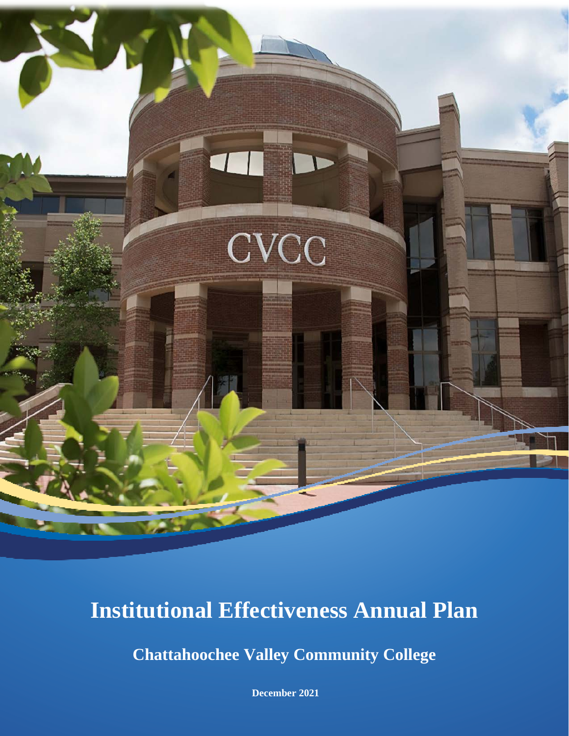# Institutional Effectiveness Annual Plan

## Chattahoochee Valley Community College

**December 2021**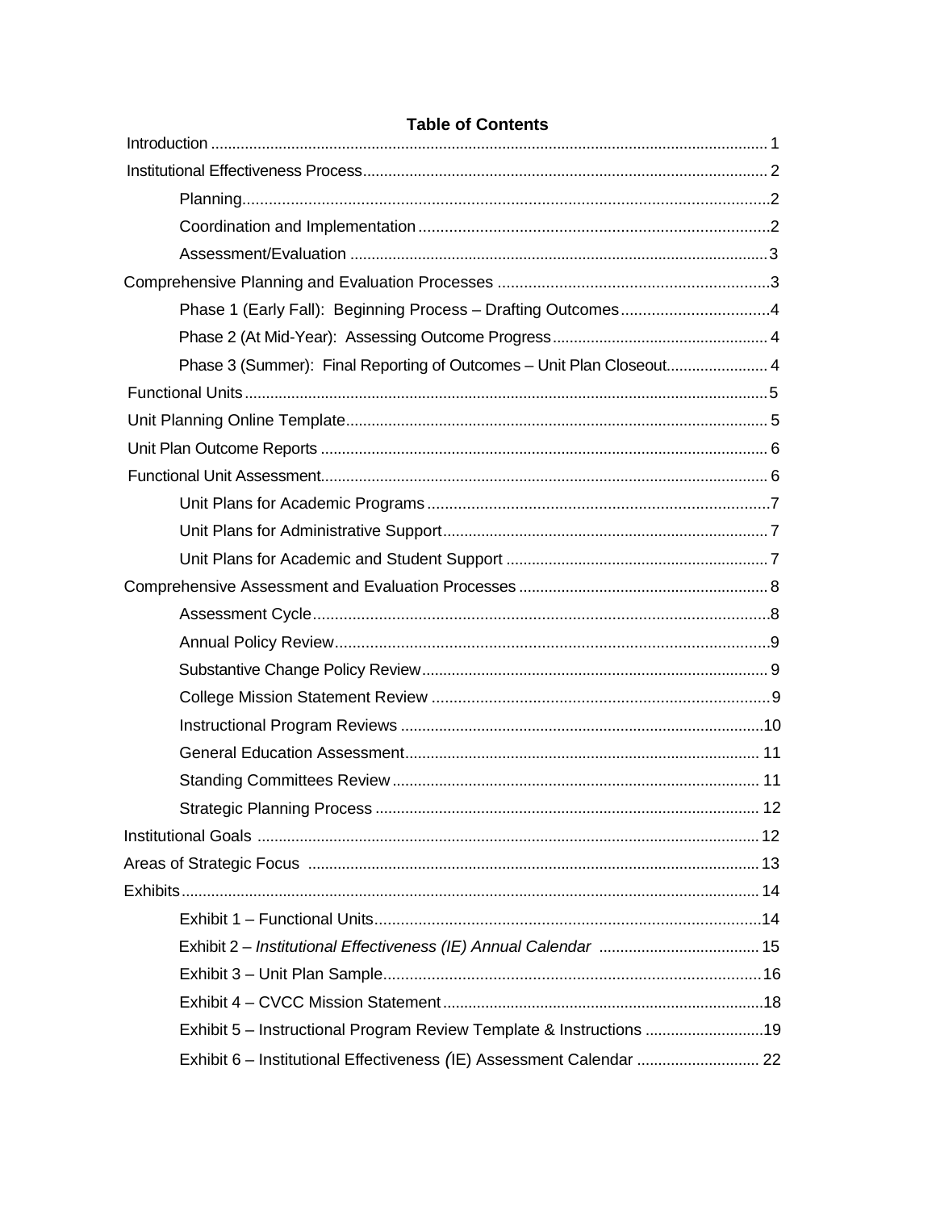## Table of Contents

| | |
|---|---|
| Introduction | 1 |
| Institutional Effectiveness Process | 2 |
| Planning | 2 |
| Coordination and Implementation | 2 |
| Assessment/Evaluation | 3 |
| Comprehensive Planning and Evaluation Processes | 3 |
| Phase 1 (Early Fall): Beginning Process – Drafting Outcomes | 4 |
| Phase 2 (At Mid-Year): Assessing Outcome Progress | 4 |
| Phase 3 (Summer): Final Reporting of Outcomes – Unit Plan Closeout | 4 |
| Functional Units | 5 |
| Unit Planning Online Template | 5 |
| Unit Plan Outcome Reports | 6 |
| Functional Unit Assessment | 6 |
| Unit Plans for Academic Programs | 7 |
| Unit Plans for Administrative Support | 7 |
| Unit Plans for Academic and Student Support | 7 |
| Comprehensive Assessment and Evaluation Processes | 8 |
| Assessment Cycle | 8 |
| Annual Policy Review | 9 |
| Substantive Change Policy Review | 9 |
| College Mission Statement Review | 9 |
| Instructional Program Reviews | 10 |
| General Education Assessment | 11 |
| Standing Committees Review | 11 |
| Strategic Planning Process | 12 |
| Institutional Goals | 12 |
| Areas of Strategic Focus | 13 |
| Exhibits | 14 |
| Exhibit 1 – Functional Units | 14 |
| Exhibit 2 – *Institutional Effectiveness (IE) Annual Calendar* | 15 |
| Exhibit 3 – Unit Plan Sample | 16 |
| Exhibit 4 – CVCC Mission Statement | 18 |
| Exhibit 5 – Instructional Program Review Template & Instructions | 19 |
| Exhibit 6 – Institutional Effectiveness (IE) Assessment Calendar | 22 |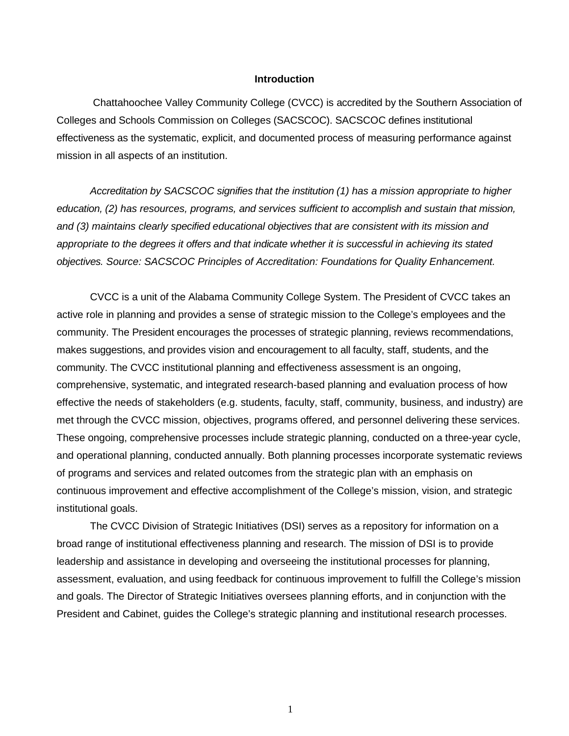## Introduction

Chattahoochee Valley Community College (CVCC) is accredited by the Southern Association of Colleges and Schools Commission on Colleges (SACSCOC). SACSCOC defines institutional effectiveness as the systematic, explicit, and documented process of measuring performance against mission in all aspects of an institution.

*Accreditation by SACSCOC signifies that the institution (1) has a mission appropriate to higher education, (2) has resources, programs, and services sufficient to accomplish and sustain that mission, and (3) maintains clearly specified educational objectives that are consistent with its mission and appropriate to the degrees it offers and that indicate whether it is successful in achieving its stated objectives. Source: SACSCOC Principles of Accreditation: Foundations for Quality Enhancement.*

CVCC is a unit of the Alabama Community College System. The President of CVCC takes an active role in planning and provides a sense of strategic mission to the College's employees and the community. The President encourages the processes of strategic planning, reviews recommendations, makes suggestions, and provides vision and encouragement to all faculty, staff, students, and the community. The CVCC institutional planning and effectiveness assessment is an ongoing, comprehensive, systematic, and integrated research-based planning and evaluation process of how effective the needs of stakeholders (e.g. students, faculty, staff, community, business, and industry) are met through the CVCC mission, objectives, programs offered, and personnel delivering these services. These ongoing, comprehensive processes include strategic planning, conducted on a three-year cycle, and operational planning, conducted annually. Both planning processes incorporate systematic reviews of programs and services and related outcomes from the strategic plan with an emphasis on continuous improvement and effective accomplishment of the College's mission, vision, and strategic institutional goals.

The CVCC Division of Strategic Initiatives (DSI) serves as a repository for information on a broad range of institutional effectiveness planning and research. The mission of DSI is to provide leadership and assistance in developing and overseeing the institutional processes for planning, assessment, evaluation, and using feedback for continuous improvement to fulfill the College's mission and goals. The Director of Strategic Initiatives oversees planning efforts, and in conjunction with the President and Cabinet, guides the College's strategic planning and institutional research processes.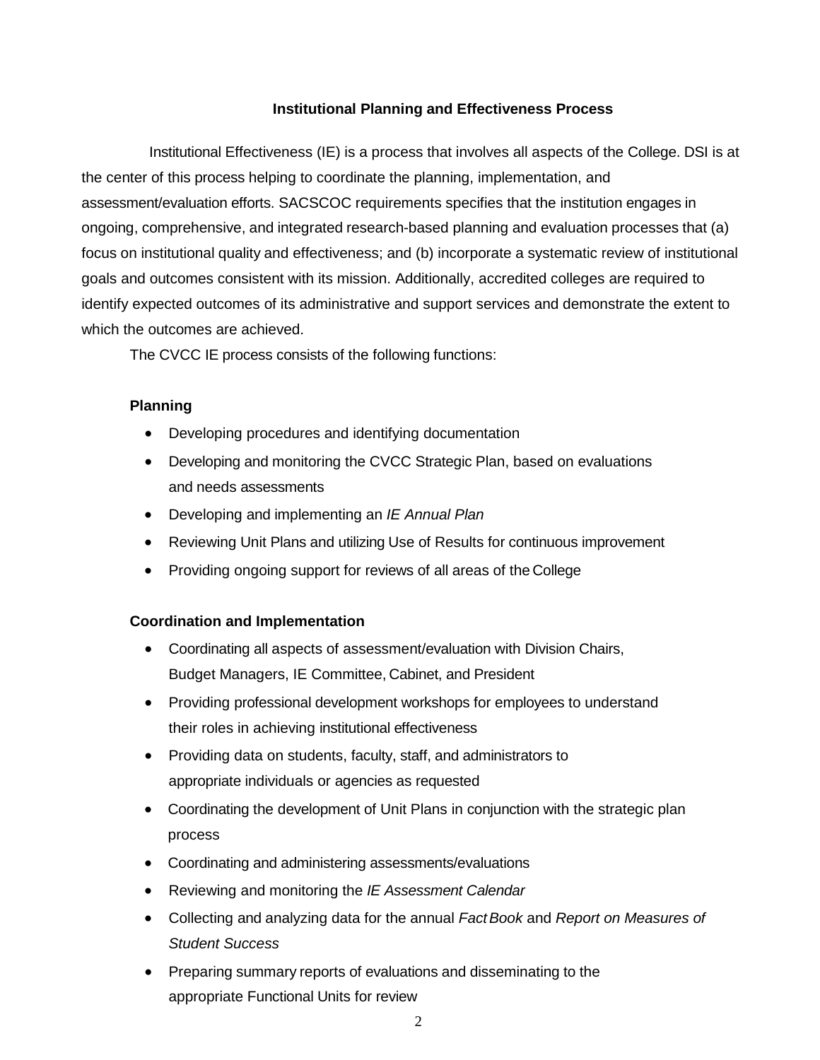## Institutional Planning and Effectiveness Process

Institutional Effectiveness (IE) is a process that involves all aspects of the College. DSI is at the center of this process helping to coordinate the planning, implementation, and assessment/evaluation efforts. SACSCOC requirements specifies that the institution engages in ongoing, comprehensive, and integrated research-based planning and evaluation processes that (a) focus on institutional quality and effectiveness; and (b) incorporate a systematic review of institutional goals and outcomes consistent with its mission. Additionally, accredited colleges are required to identify expected outcomes of its administrative and support services and demonstrate the extent to which the outcomes are achieved.

The CVCC IE process consists of the following functions:

**Planning**

- Developing procedures and identifying documentation
- Developing and monitoring the CVCC Strategic Plan, based on evaluations and needs assessments
- Developing and implementing an *IE Annual Plan*
- Reviewing Unit Plans and utilizing Use of Results for continuous improvement
- Providing ongoing support for reviews of all areas of the College

**Coordination and Implementation**

- Coordinating all aspects of assessment/evaluation with Division Chairs, Budget Managers, IE Committee, Cabinet, and President
- Providing professional development workshops for employees to understand their roles in achieving institutional effectiveness
- Providing data on students, faculty, staff, and administrators to appropriate individuals or agencies as requested
- Coordinating the development of Unit Plans in conjunction with the strategic plan process
- Coordinating and administering assessments/evaluations
- Reviewing and monitoring the *IE Assessment Calendar*
- Collecting and analyzing data for the annual *Fact Book* and *Report on Measures of Student Success*
- Preparing summary reports of evaluations and disseminating to the appropriate Functional Units for review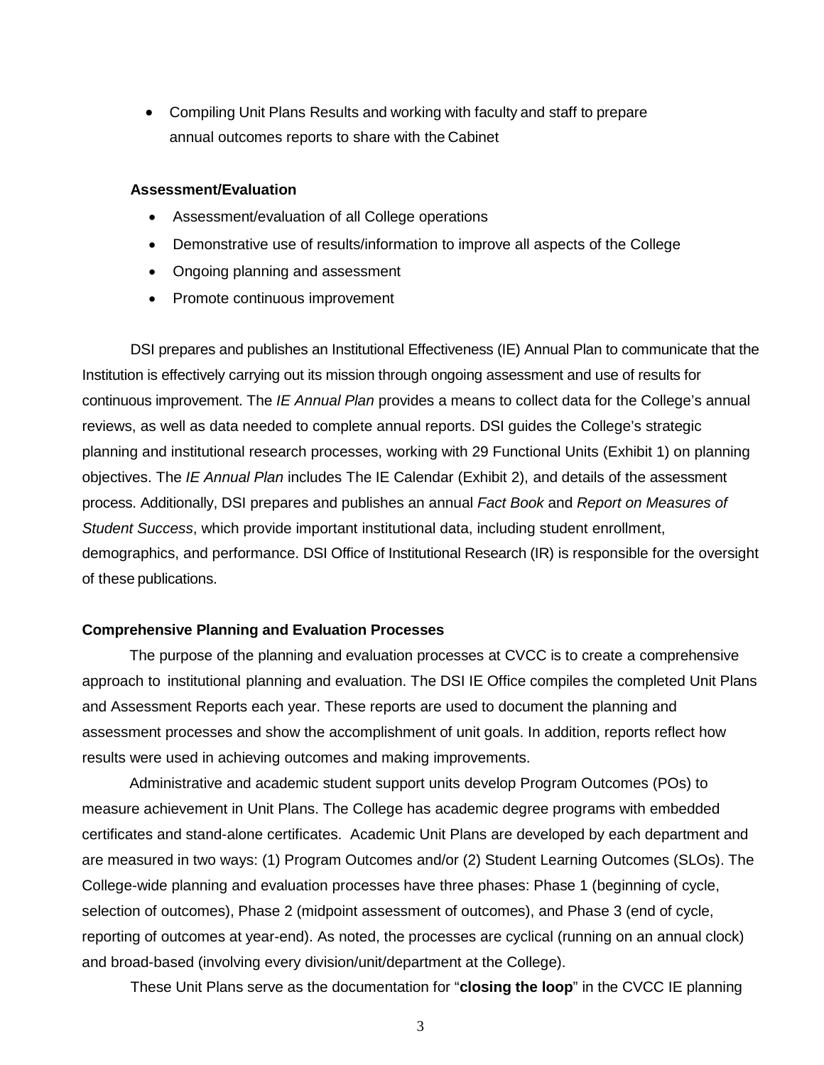- Compiling Unit Plans Results and working with faculty and staff to prepare annual outcomes reports to share with the Cabinet

**Assessment/Evaluation**

- Assessment/evaluation of all College operations
- Demonstrative use of results/information to improve all aspects of the College
- Ongoing planning and assessment
- Promote continuous improvement

DSI prepares and publishes an Institutional Effectiveness (IE) Annual Plan to communicate that the Institution is effectively carrying out its mission through ongoing assessment and use of results for continuous improvement. The *IE Annual Plan* provides a means to collect data for the College's annual reviews, as well as data needed to complete annual reports. DSI guides the College's strategic planning and institutional research processes, working with 29 Functional Units (Exhibit 1) on planning objectives. The *IE Annual Plan* includes The IE Calendar (Exhibit 2), and details of the assessment process. Additionally, DSI prepares and publishes an annual *Fact Book* and *Report on Measures of Student Success*, which provide important institutional data, including student enrollment, demographics, and performance. DSI Office of Institutional Research (IR) is responsible for the oversight of these publications.

**Comprehensive Planning and Evaluation Processes**

The purpose of the planning and evaluation processes at CVCC is to create a comprehensive approach to institutional planning and evaluation. The DSI IE Office compiles the completed Unit Plans and Assessment Reports each year. These reports are used to document the planning and assessment processes and show the accomplishment of unit goals. In addition, reports reflect how results were used in achieving outcomes and making improvements.

Administrative and academic student support units develop Program Outcomes (POs) to measure achievement in Unit Plans. The College has academic degree programs with embedded certificates and stand-alone certificates. Academic Unit Plans are developed by each department and are measured in two ways: (1) Program Outcomes and/or (2) Student Learning Outcomes (SLOs). The College-wide planning and evaluation processes have three phases: Phase 1 (beginning of cycle, selection of outcomes), Phase 2 (midpoint assessment of outcomes), and Phase 3 (end of cycle, reporting of outcomes at year-end). As noted, the processes are cyclical (running on an annual clock) and broad-based (involving every division/unit/department at the College).

These Unit Plans serve as the documentation for "**closing the loop**" in the CVCC IE planning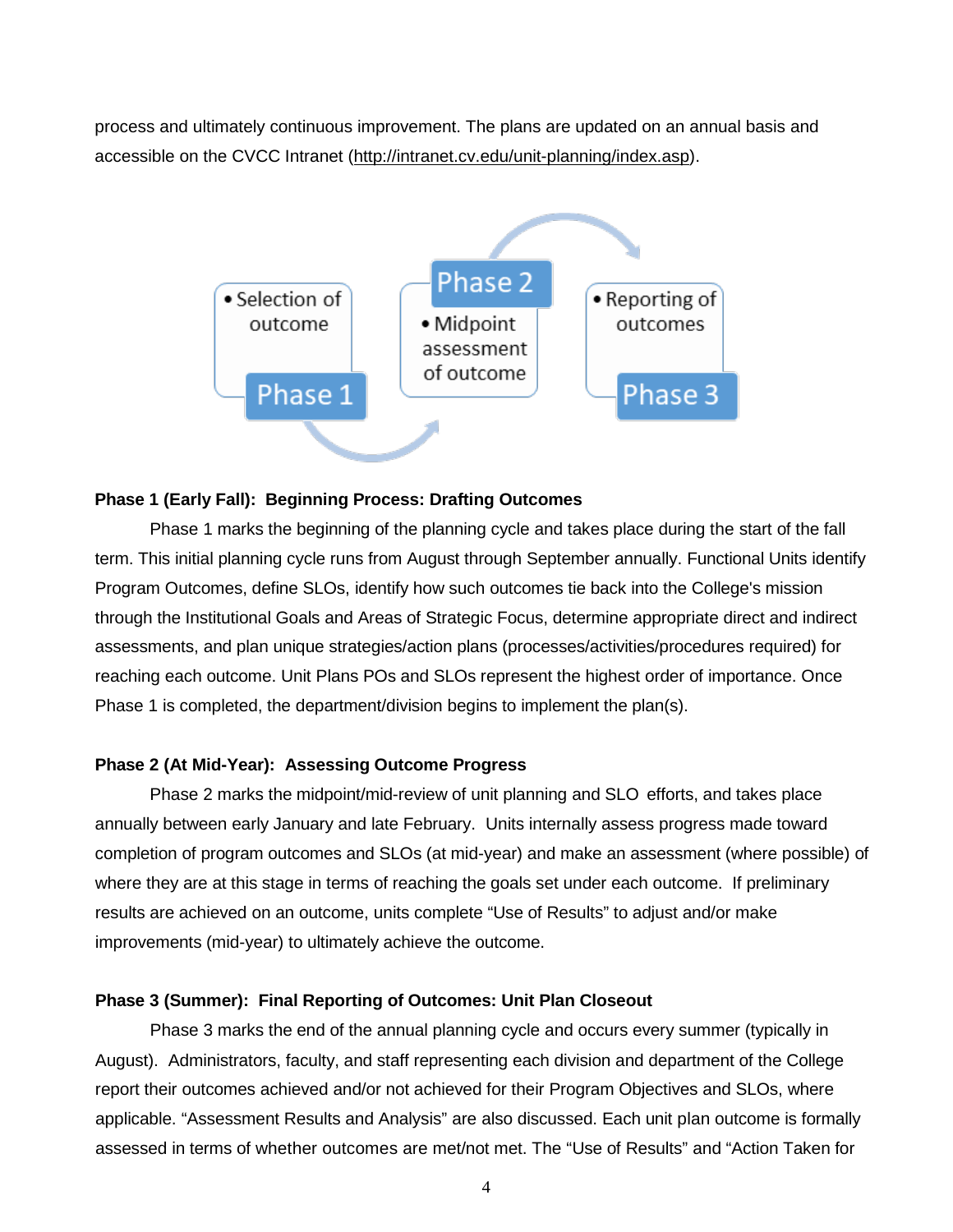process and ultimately continuous improvement. The plans are updated on an annual basis and accessible on the CVCC Intranet (http://intranet.cv.edu/unit-planning/index.asp).

Phase 1
- Selection of outcome

Phase 2
- Midpoint assessment of outcome

Phase 3
- Reporting of outcomes

**Phase 1 (Early Fall): Beginning Process: Drafting Outcomes**

Phase 1 marks the beginning of the planning cycle and takes place during the start of the fall term. This initial planning cycle runs from August through September annually. Functional Units identify Program Outcomes, define SLOs, identify how such outcomes tie back into the College's mission through the Institutional Goals and Areas of Strategic Focus, determine appropriate direct and indirect assessments, and plan unique strategies/action plans (processes/activities/procedures required) for reaching each outcome. Unit Plans POs and SLOs represent the highest order of importance. Once Phase 1 is completed, the department/division begins to implement the plan(s).

**Phase 2 (At Mid-Year): Assessing Outcome Progress**

Phase 2 marks the midpoint/mid-review of unit planning and SLO efforts, and takes place annually between early January and late February. Units internally assess progress made toward completion of program outcomes and SLOs (at mid-year) and make an assessment (where possible) of where they are at this stage in terms of reaching the goals set under each outcome. If preliminary results are achieved on an outcome, units complete "Use of Results" to adjust and/or make improvements (mid-year) to ultimately achieve the outcome.

**Phase 3 (Summer): Final Reporting of Outcomes: Unit Plan Closeout**

Phase 3 marks the end of the annual planning cycle and occurs every summer (typically in August). Administrators, faculty, and staff representing each division and department of the College report their outcomes achieved and/or not achieved for their Program Objectives and SLOs, where applicable. "Assessment Results and Analysis" are also discussed. Each unit plan outcome is formally assessed in terms of whether outcomes are met/not met. The "Use of Results" and "Action Taken for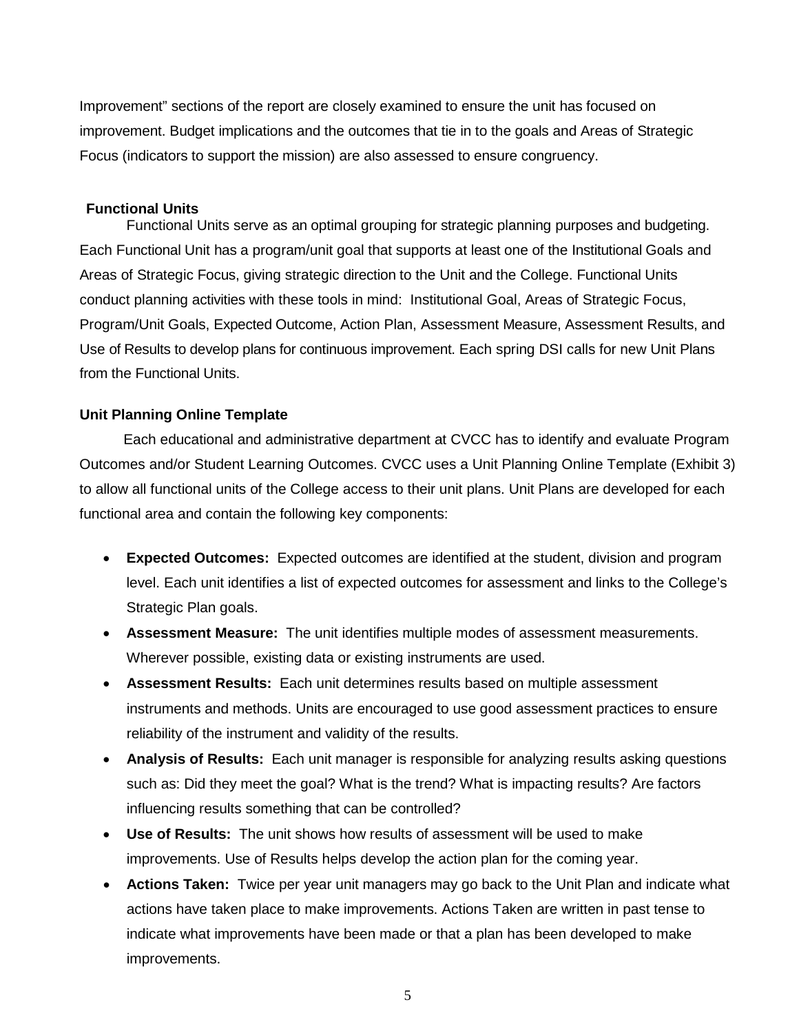Improvement" sections of the report are closely examined to ensure the unit has focused on improvement. Budget implications and the outcomes that tie in to the goals and Areas of Strategic Focus (indicators to support the mission) are also assessed to ensure congruency.

**Functional Units**

Functional Units serve as an optimal grouping for strategic planning purposes and budgeting. Each Functional Unit has a program/unit goal that supports at least one of the Institutional Goals and Areas of Strategic Focus, giving strategic direction to the Unit and the College. Functional Units conduct planning activities with these tools in mind: Institutional Goal, Areas of Strategic Focus, Program/Unit Goals, Expected Outcome, Action Plan, Assessment Measure, Assessment Results, and Use of Results to develop plans for continuous improvement. Each spring DSI calls for new Unit Plans from the Functional Units.

**Unit Planning Online Template**

Each educational and administrative department at CVCC has to identify and evaluate Program Outcomes and/or Student Learning Outcomes. CVCC uses a Unit Planning Online Template (Exhibit 3) to allow all functional units of the College access to their unit plans. Unit Plans are developed for each functional area and contain the following key components:

- **Expected Outcomes:** Expected outcomes are identified at the student, division and program level. Each unit identifies a list of expected outcomes for assessment and links to the College's Strategic Plan goals.
- **Assessment Measure:** The unit identifies multiple modes of assessment measurements. Wherever possible, existing data or existing instruments are used.
- **Assessment Results:** Each unit determines results based on multiple assessment instruments and methods. Units are encouraged to use good assessment practices to ensure reliability of the instrument and validity of the results.
- **Analysis of Results:** Each unit manager is responsible for analyzing results asking questions such as: Did they meet the goal? What is the trend? What is impacting results? Are factors influencing results something that can be controlled?
- **Use of Results:** The unit shows how results of assessment will be used to make improvements. Use of Results helps develop the action plan for the coming year.
- **Actions Taken:** Twice per year unit managers may go back to the Unit Plan and indicate what actions have taken place to make improvements. Actions Taken are written in past tense to indicate what improvements have been made or that a plan has been developed to make improvements.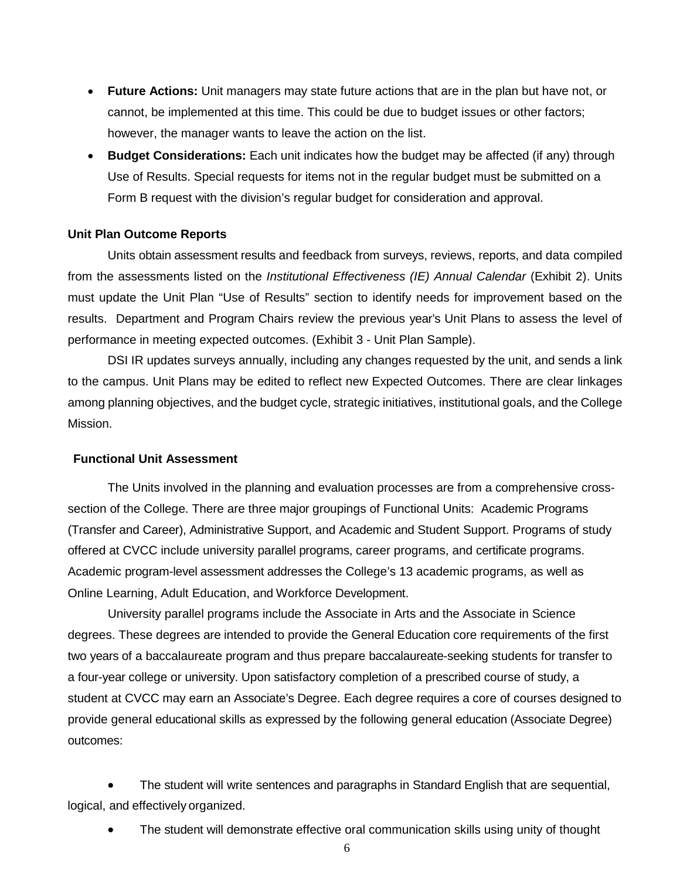- **Future Actions:** Unit managers may state future actions that are in the plan but have not, or cannot, be implemented at this time. This could be due to budget issues or other factors; however, the manager wants to leave the action on the list.
- **Budget Considerations:** Each unit indicates how the budget may be affected (if any) through Use of Results. Special requests for items not in the regular budget must be submitted on a Form B request with the division's regular budget for consideration and approval.

**Unit Plan Outcome Reports**

Units obtain assessment results and feedback from surveys, reviews, reports, and data compiled from the assessments listed on the *Institutional Effectiveness (IE) Annual Calendar* (Exhibit 2). Units must update the Unit Plan "Use of Results" section to identify needs for improvement based on the results. Department and Program Chairs review the previous year's Unit Plans to assess the level of performance in meeting expected outcomes. (Exhibit 3 - Unit Plan Sample).

DSI IR updates surveys annually, including any changes requested by the unit, and sends a link to the campus. Unit Plans may be edited to reflect new Expected Outcomes. There are clear linkages among planning objectives, and the budget cycle, strategic initiatives, institutional goals, and the College Mission.

**Functional Unit Assessment**

The Units involved in the planning and evaluation processes are from a comprehensive cross-section of the College. There are three major groupings of Functional Units: Academic Programs (Transfer and Career), Administrative Support, and Academic and Student Support. Programs of study offered at CVCC include university parallel programs, career programs, and certificate programs. Academic program-level assessment addresses the College's 13 academic programs, as well as Online Learning, Adult Education, and Workforce Development.

University parallel programs include the Associate in Arts and the Associate in Science degrees. These degrees are intended to provide the General Education core requirements of the first two years of a baccalaureate program and thus prepare baccalaureate-seeking students for transfer to a four-year college or university. Upon satisfactory completion of a prescribed course of study, a student at CVCC may earn an Associate's Degree. Each degree requires a core of courses designed to provide general educational skills as expressed by the following general education (Associate Degree) outcomes:

- The student will write sentences and paragraphs in Standard English that are sequential, logical, and effectively organized.
- The student will demonstrate effective oral communication skills using unity of thought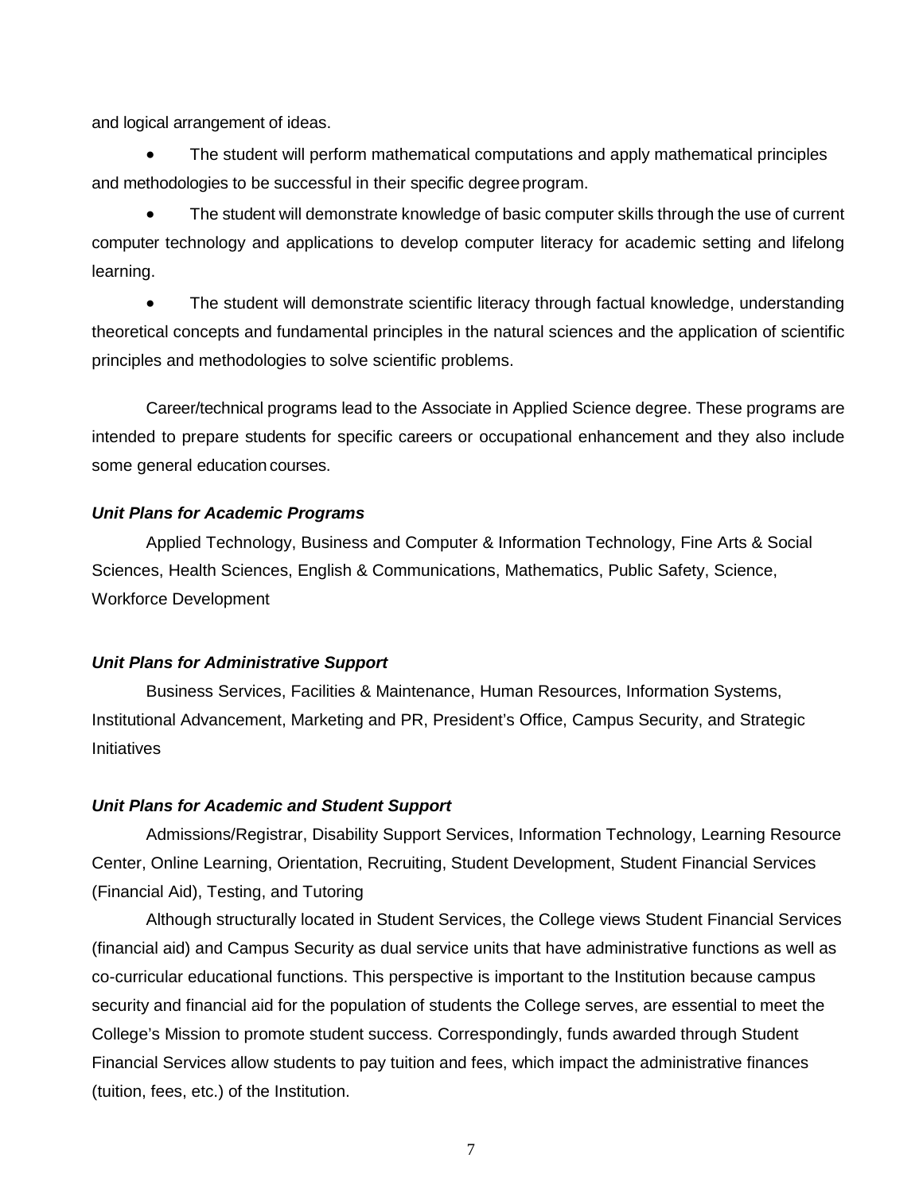and logical arrangement of ideas.

- The student will perform mathematical computations and apply mathematical principles and methodologies to be successful in their specific degree program.
- The student will demonstrate knowledge of basic computer skills through the use of current computer technology and applications to develop computer literacy for academic setting and lifelong learning.
- The student will demonstrate scientific literacy through factual knowledge, understanding theoretical concepts and fundamental principles in the natural sciences and the application of scientific principles and methodologies to solve scientific problems.

Career/technical programs lead to the Associate in Applied Science degree. These programs are intended to prepare students for specific careers or occupational enhancement and they also include some general education courses.

***Unit Plans for Academic Programs***

Applied Technology, Business and Computer & Information Technology, Fine Arts & Social Sciences, Health Sciences, English & Communications, Mathematics, Public Safety, Science, Workforce Development

***Unit Plans for Administrative Support***

Business Services, Facilities & Maintenance, Human Resources, Information Systems, Institutional Advancement, Marketing and PR, President's Office, Campus Security, and Strategic Initiatives

***Unit Plans for Academic and Student Support***

Admissions/Registrar, Disability Support Services, Information Technology, Learning Resource Center, Online Learning, Orientation, Recruiting, Student Development, Student Financial Services (Financial Aid), Testing, and Tutoring

Although structurally located in Student Services, the College views Student Financial Services (financial aid) and Campus Security as dual service units that have administrative functions as well as co-curricular educational functions. This perspective is important to the Institution because campus security and financial aid for the population of students the College serves, are essential to meet the College's Mission to promote student success. Correspondingly, funds awarded through Student Financial Services allow students to pay tuition and fees, which impact the administrative finances (tuition, fees, etc.) of the Institution.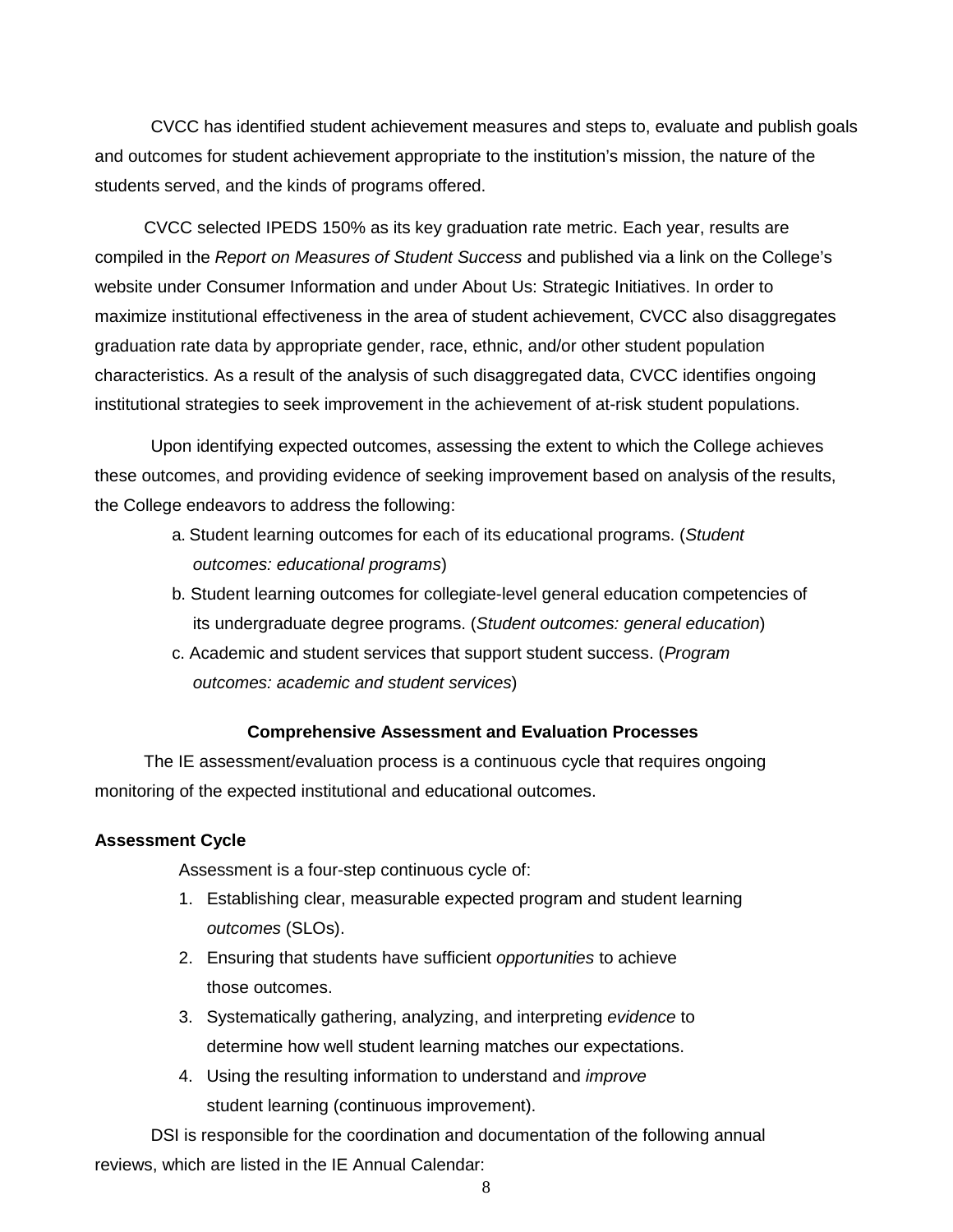CVCC has identified student achievement measures and steps to, evaluate and publish goals and outcomes for student achievement appropriate to the institution's mission, the nature of the students served, and the kinds of programs offered.

CVCC selected IPEDS 150% as its key graduation rate metric. Each year, results are compiled in the *Report on Measures of Student Success* and published via a link on the College's website under Consumer Information and under About Us: Strategic Initiatives. In order to maximize institutional effectiveness in the area of student achievement, CVCC also disaggregates graduation rate data by appropriate gender, race, ethnic, and/or other student population characteristics. As a result of the analysis of such disaggregated data, CVCC identifies ongoing institutional strategies to seek improvement in the achievement of at-risk student populations.

Upon identifying expected outcomes, assessing the extent to which the College achieves these outcomes, and providing evidence of seeking improvement based on analysis of the results, the College endeavors to address the following:

a. Student learning outcomes for each of its educational programs. (*Student outcomes: educational programs*)
b. Student learning outcomes for collegiate-level general education competencies of its undergraduate degree programs. (*Student outcomes: general education*)
c. Academic and student services that support student success. (*Program outcomes: academic and student services*)

## Comprehensive Assessment and Evaluation Processes

The IE assessment/evaluation process is a continuous cycle that requires ongoing monitoring of the expected institutional and educational outcomes.

### Assessment Cycle

Assessment is a four-step continuous cycle of:

1. Establishing clear, measurable expected program and student learning *outcomes* (SLOs).
2. Ensuring that students have sufficient *opportunities* to achieve those outcomes.
3. Systematically gathering, analyzing, and interpreting *evidence* to determine how well student learning matches our expectations.
4. Using the resulting information to understand and *improve* student learning (continuous improvement).

DSI is responsible for the coordination and documentation of the following annual reviews, which are listed in the IE Annual Calendar: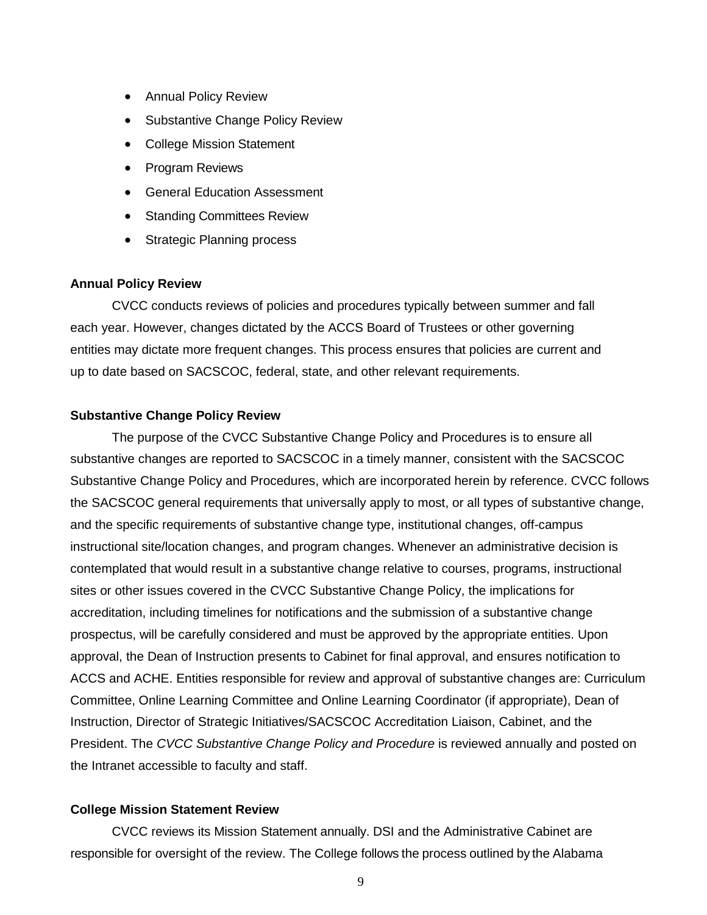- Annual Policy Review
- Substantive Change Policy Review
- College Mission Statement
- Program Reviews
- General Education Assessment
- Standing Committees Review
- Strategic Planning process

**Annual Policy Review**

CVCC conducts reviews of policies and procedures typically between summer and fall each year. However, changes dictated by the ACCS Board of Trustees or other governing entities may dictate more frequent changes. This process ensures that policies are current and up to date based on SACSCOC, federal, state, and other relevant requirements.

**Substantive Change Policy Review**

The purpose of the CVCC Substantive Change Policy and Procedures is to ensure all substantive changes are reported to SACSCOC in a timely manner, consistent with the SACSCOC Substantive Change Policy and Procedures, which are incorporated herein by reference. CVCC follows the SACSCOC general requirements that universally apply to most, or all types of substantive change, and the specific requirements of substantive change type, institutional changes, off-campus instructional site/location changes, and program changes. Whenever an administrative decision is contemplated that would result in a substantive change relative to courses, programs, instructional sites or other issues covered in the CVCC Substantive Change Policy, the implications for accreditation, including timelines for notifications and the submission of a substantive change prospectus, will be carefully considered and must be approved by the appropriate entities. Upon approval, the Dean of Instruction presents to Cabinet for final approval, and ensures notification to ACCS and ACHE. Entities responsible for review and approval of substantive changes are: Curriculum Committee, Online Learning Committee and Online Learning Coordinator (if appropriate), Dean of Instruction, Director of Strategic Initiatives/SACSCOC Accreditation Liaison, Cabinet, and the President. The *CVCC Substantive Change Policy and Procedure* is reviewed annually and posted on the Intranet accessible to faculty and staff.

**College Mission Statement Review**

CVCC reviews its Mission Statement annually. DSI and the Administrative Cabinet are responsible for oversight of the review. The College follows the process outlined by the Alabama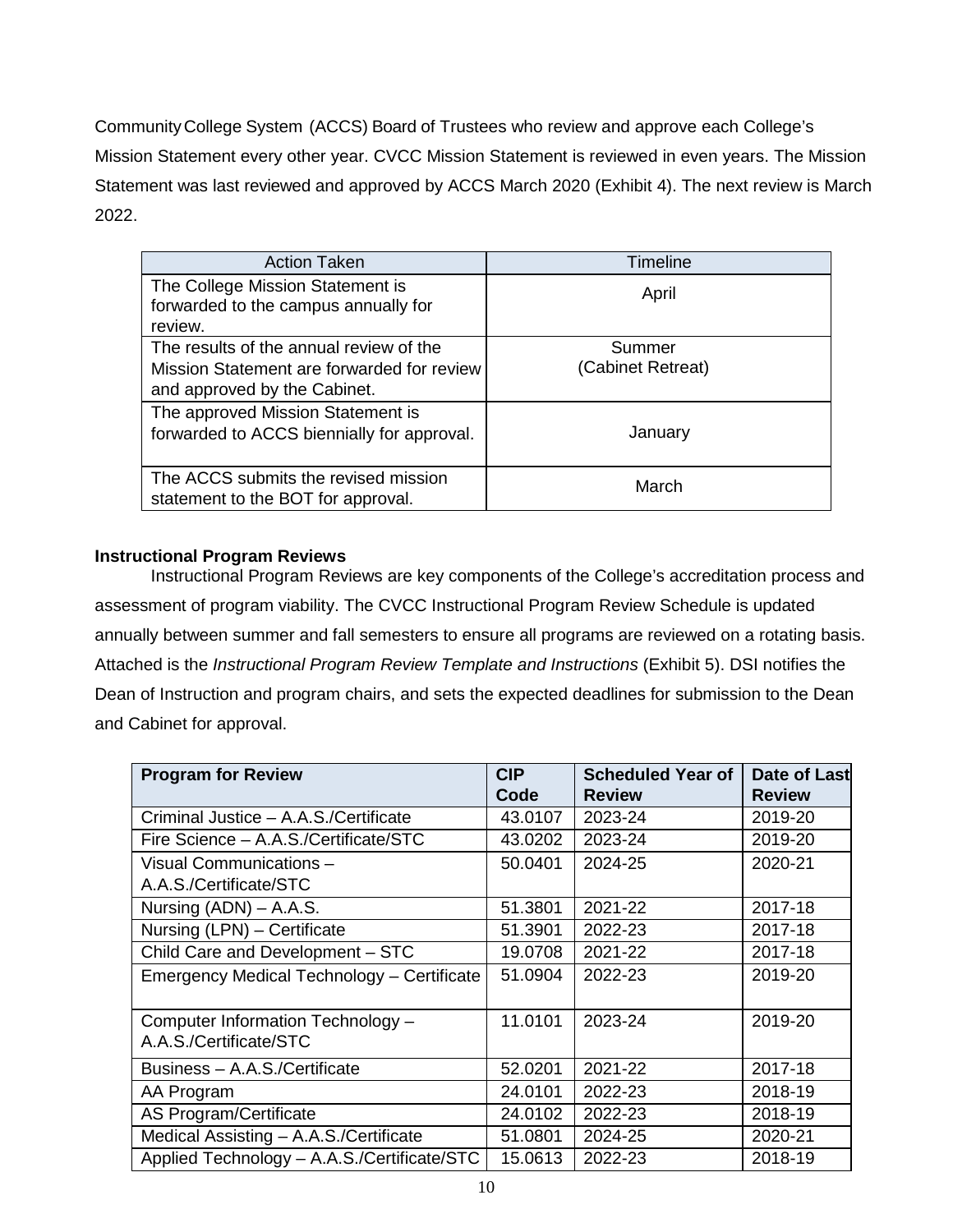Community College System (ACCS) Board of Trustees who review and approve each College's Mission Statement every other year. CVCC Mission Statement is reviewed in even years. The Mission Statement was last reviewed and approved by ACCS March 2020 (Exhibit 4). The next review is March 2022.

| Action Taken | Timeline |
|---|---|
| The College Mission Statement is forwarded to the campus annually for review. | April |
| The results of the annual review of the Mission Statement are forwarded for review and approved by the Cabinet. | Summer (Cabinet Retreat) |
| The approved Mission Statement is forwarded to ACCS biennially for approval. | January |
| The ACCS submits the revised mission statement to the BOT for approval. | March |

**Instructional Program Reviews**

Instructional Program Reviews are key components of the College's accreditation process and assessment of program viability. The CVCC Instructional Program Review Schedule is updated annually between summer and fall semesters to ensure all programs are reviewed on a rotating basis. Attached is the *Instructional Program Review Template and Instructions* (Exhibit 5). DSI notifies the Dean of Instruction and program chairs, and sets the expected deadlines for submission to the Dean and Cabinet for approval.

| **Program for Review** | **CIP Code** | **Scheduled Year of Review** | **Date of Last Review** |
|---|---|---|---|
| Criminal Justice – A.A.S./Certificate | 43.0107 | 2023-24 | 2019-20 |
| Fire Science – A.A.S./Certificate/STC | 43.0202 | 2023-24 | 2019-20 |
| Visual Communications – A.A.S./Certificate/STC | 50.0401 | 2024-25 | 2020-21 |
| Nursing (ADN) – A.A.S. | 51.3801 | 2021-22 | 2017-18 |
| Nursing (LPN) – Certificate | 51.3901 | 2022-23 | 2017-18 |
| Child Care and Development – STC | 19.0708 | 2021-22 | 2017-18 |
| Emergency Medical Technology – Certificate | 51.0904 | 2022-23 | 2019-20 |
| Computer Information Technology – A.A.S./Certificate/STC | 11.0101 | 2023-24 | 2019-20 |
| Business – A.A.S./Certificate | 52.0201 | 2021-22 | 2017-18 |
| AA Program | 24.0101 | 2022-23 | 2018-19 |
| AS Program/Certificate | 24.0102 | 2022-23 | 2018-19 |
| Medical Assisting – A.A.S./Certificate | 51.0801 | 2024-25 | 2020-21 |
| Applied Technology – A.A.S./Certificate/STC | 15.0613 | 2022-23 | 2018-19 |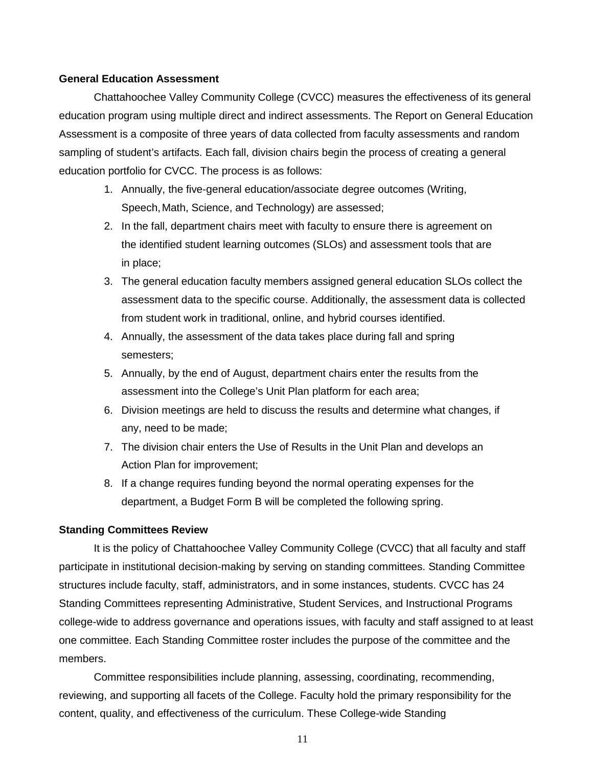**General Education Assessment**

Chattahoochee Valley Community College (CVCC) measures the effectiveness of its general education program using multiple direct and indirect assessments. The Report on General Education Assessment is a composite of three years of data collected from faculty assessments and random sampling of student's artifacts. Each fall, division chairs begin the process of creating a general education portfolio for CVCC. The process is as follows:

1. Annually, the five-general education/associate degree outcomes (Writing, Speech, Math, Science, and Technology) are assessed;
2. In the fall, department chairs meet with faculty to ensure there is agreement on the identified student learning outcomes (SLOs) and assessment tools that are in place;
3. The general education faculty members assigned general education SLOs collect the assessment data to the specific course. Additionally, the assessment data is collected from student work in traditional, online, and hybrid courses identified.
4. Annually, the assessment of the data takes place during fall and spring semesters;
5. Annually, by the end of August, department chairs enter the results from the assessment into the College's Unit Plan platform for each area;
6. Division meetings are held to discuss the results and determine what changes, if any, need to be made;
7. The division chair enters the Use of Results in the Unit Plan and develops an Action Plan for improvement;
8. If a change requires funding beyond the normal operating expenses for the department, a Budget Form B will be completed the following spring.

**Standing Committees Review**

It is the policy of Chattahoochee Valley Community College (CVCC) that all faculty and staff participate in institutional decision-making by serving on standing committees. Standing Committee structures include faculty, staff, administrators, and in some instances, students. CVCC has 24 Standing Committees representing Administrative, Student Services, and Instructional Programs college-wide to address governance and operations issues, with faculty and staff assigned to at least one committee. Each Standing Committee roster includes the purpose of the committee and the members.

Committee responsibilities include planning, assessing, coordinating, recommending, reviewing, and supporting all facets of the College. Faculty hold the primary responsibility for the content, quality, and effectiveness of the curriculum. These College-wide Standing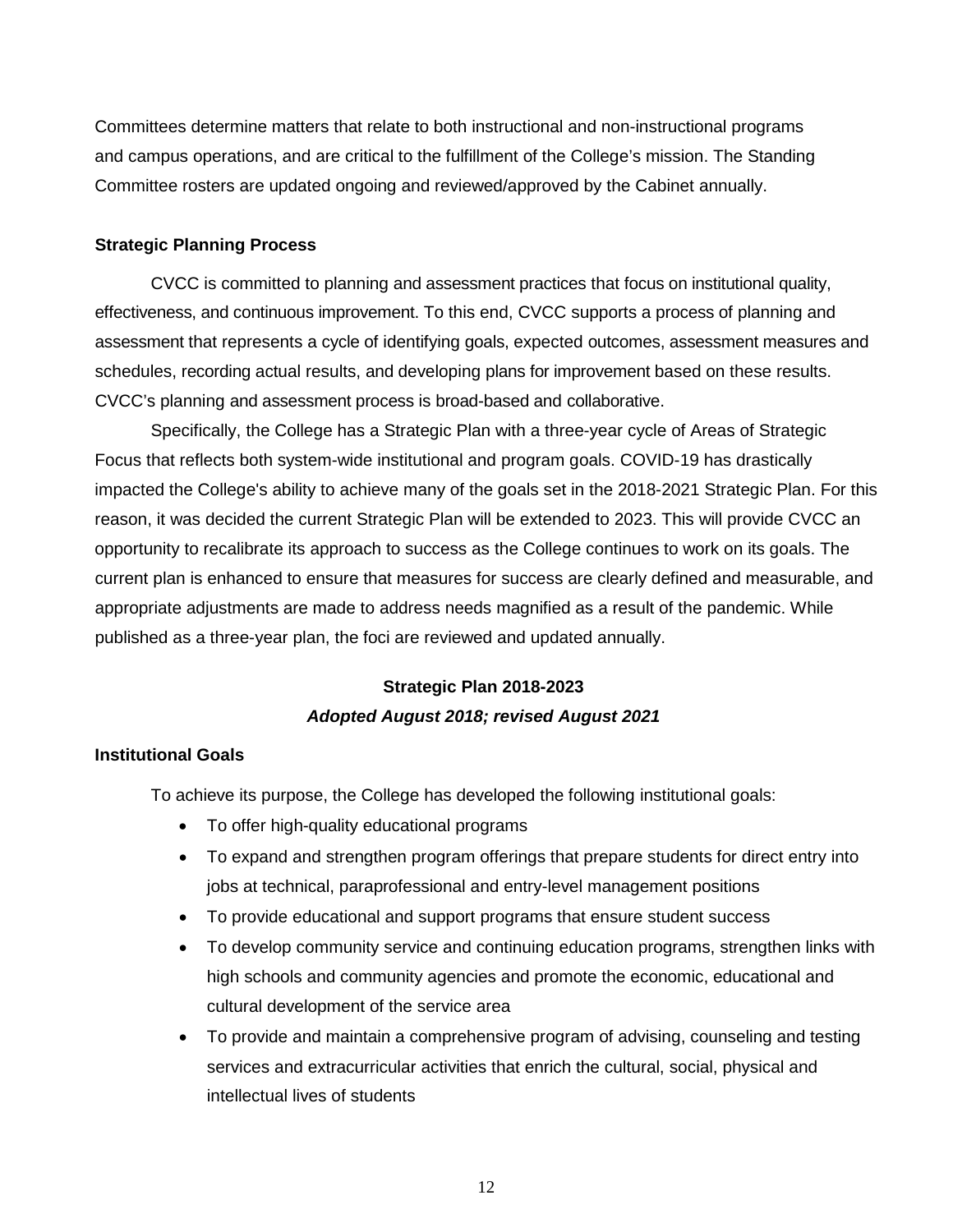Committees determine matters that relate to both instructional and non-instructional programs and campus operations, and are critical to the fulfillment of the College's mission. The Standing Committee rosters are updated ongoing and reviewed/approved by the Cabinet annually.

### Strategic Planning Process

CVCC is committed to planning and assessment practices that focus on institutional quality, effectiveness, and continuous improvement. To this end, CVCC supports a process of planning and assessment that represents a cycle of identifying goals, expected outcomes, assessment measures and schedules, recording actual results, and developing plans for improvement based on these results. CVCC's planning and assessment process is broad-based and collaborative.

Specifically, the College has a Strategic Plan with a three-year cycle of Areas of Strategic Focus that reflects both system-wide institutional and program goals. COVID-19 has drastically impacted the College's ability to achieve many of the goals set in the 2018-2021 Strategic Plan. For this reason, it was decided the current Strategic Plan will be extended to 2023. This will provide CVCC an opportunity to recalibrate its approach to success as the College continues to work on its goals. The current plan is enhanced to ensure that measures for success are clearly defined and measurable, and appropriate adjustments are made to address needs magnified as a result of the pandemic. While published as a three-year plan, the foci are reviewed and updated annually.

## Strategic Plan 2018-2023

***Adopted August 2018; revised August 2021***

### Institutional Goals

To achieve its purpose, the College has developed the following institutional goals:

- To offer high-quality educational programs
- To expand and strengthen program offerings that prepare students for direct entry into jobs at technical, paraprofessional and entry-level management positions
- To provide educational and support programs that ensure student success
- To develop community service and continuing education programs, strengthen links with high schools and community agencies and promote the economic, educational and cultural development of the service area
- To provide and maintain a comprehensive program of advising, counseling and testing services and extracurricular activities that enrich the cultural, social, physical and intellectual lives of students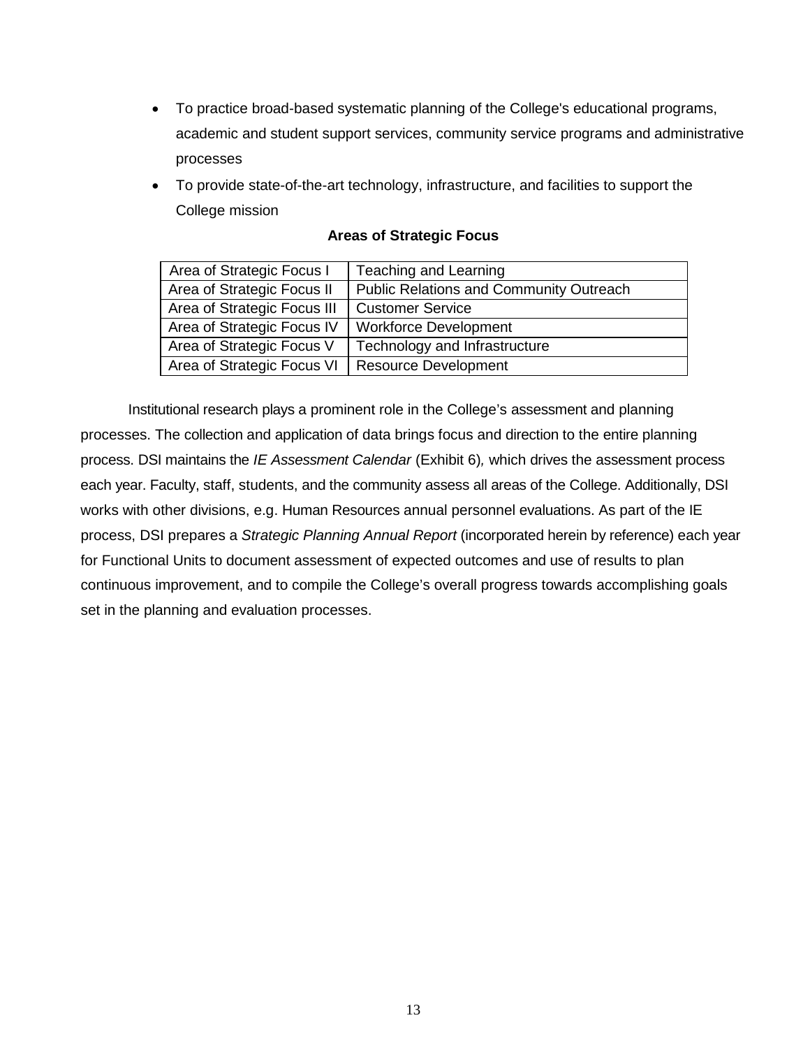- To practice broad-based systematic planning of the College's educational programs, academic and student support services, community service programs and administrative processes
- To provide state-of-the-art technology, infrastructure, and facilities to support the College mission

**Areas of Strategic Focus**

| Area of Strategic Focus I | Teaching and Learning |
|---|---|
| Area of Strategic Focus II | Public Relations and Community Outreach |
| Area of Strategic Focus III | Customer Service |
| Area of Strategic Focus IV | Workforce Development |
| Area of Strategic Focus V | Technology and Infrastructure |
| Area of Strategic Focus VI | Resource Development |

Institutional research plays a prominent role in the College's assessment and planning processes. The collection and application of data brings focus and direction to the entire planning process. DSI maintains the *IE Assessment Calendar* (Exhibit 6)*,* which drives the assessment process each year. Faculty, staff, students, and the community assess all areas of the College. Additionally, DSI works with other divisions, e.g. Human Resources annual personnel evaluations. As part of the IE process, DSI prepares a *Strategic Planning Annual Report* (incorporated herein by reference) each year for Functional Units to document assessment of expected outcomes and use of results to plan continuous improvement, and to compile the College's overall progress towards accomplishing goals set in the planning and evaluation processes.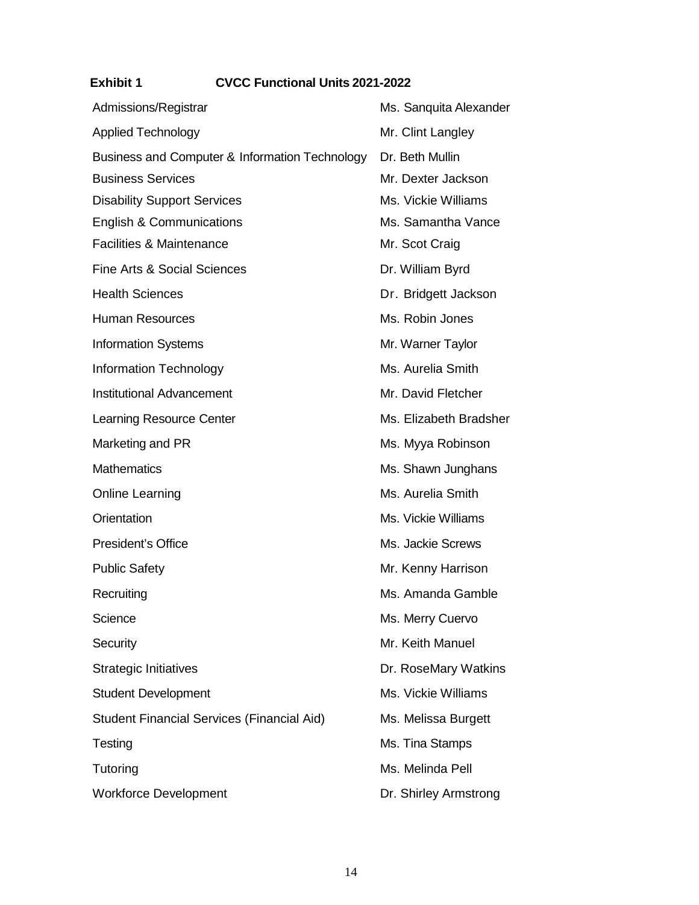**Exhibit 1 CVCC Functional Units 2021-2022**

| | |
|---|---|
| Admissions/Registrar | Ms. Sanquita Alexander |
| Applied Technology | Mr. Clint Langley |
| Business and Computer & Information Technology | Dr. Beth Mullin |
| Business Services | Mr. Dexter Jackson |
| Disability Support Services | Ms. Vickie Williams |
| English & Communications | Ms. Samantha Vance |
| Facilities & Maintenance | Mr. Scot Craig |
| Fine Arts & Social Sciences | Dr. William Byrd |
| Health Sciences | Dr. Bridgett Jackson |
| Human Resources | Ms. Robin Jones |
| Information Systems | Mr. Warner Taylor |
| Information Technology | Ms. Aurelia Smith |
| Institutional Advancement | Mr. David Fletcher |
| Learning Resource Center | Ms. Elizabeth Bradsher |
| Marketing and PR | Ms. Myya Robinson |
| Mathematics | Ms. Shawn Junghans |
| Online Learning | Ms. Aurelia Smith |
| Orientation | Ms. Vickie Williams |
| President's Office | Ms. Jackie Screws |
| Public Safety | Mr. Kenny Harrison |
| Recruiting | Ms. Amanda Gamble |
| Science | Ms. Merry Cuervo |
| Security | Mr. Keith Manuel |
| Strategic Initiatives | Dr. RoseMary Watkins |
| Student Development | Ms. Vickie Williams |
| Student Financial Services (Financial Aid) | Ms. Melissa Burgett |
| Testing | Ms. Tina Stamps |
| Tutoring | Ms. Melinda Pell |
| Workforce Development | Dr. Shirley Armstrong |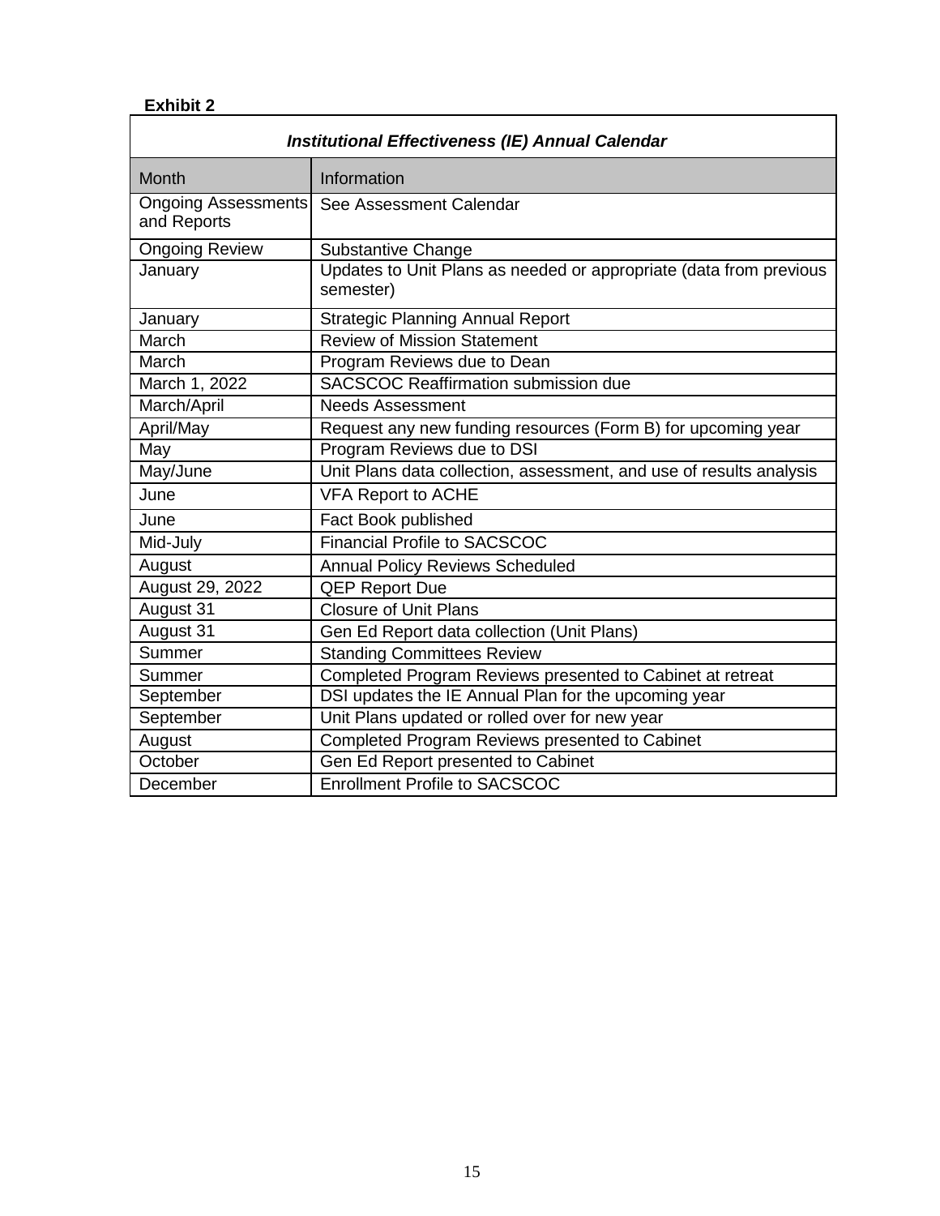**Exhibit 2**

| *Institutional Effectiveness (IE) Annual Calendar* | |
|---|---|
| Month | Information |
| Ongoing Assessments and Reports | See Assessment Calendar |
| Ongoing Review | Substantive Change |
| January | Updates to Unit Plans as needed or appropriate (data from previous semester) |
| January | Strategic Planning Annual Report |
| March | Review of Mission Statement |
| March | Program Reviews due to Dean |
| March 1, 2022 | SACSCOC Reaffirmation submission due |
| March/April | Needs Assessment |
| April/May | Request any new funding resources (Form B) for upcoming year |
| May | Program Reviews due to DSI |
| May/June | Unit Plans data collection, assessment, and use of results analysis |
| June | VFA Report to ACHE |
| June | Fact Book published |
| Mid-July | Financial Profile to SACSCOC |
| August | Annual Policy Reviews Scheduled |
| August 29, 2022 | QEP Report Due |
| August 31 | Closure of Unit Plans |
| August 31 | Gen Ed Report data collection (Unit Plans) |
| Summer | Standing Committees Review |
| Summer | Completed Program Reviews presented to Cabinet at retreat |
| September | DSI updates the IE Annual Plan for the upcoming year |
| September | Unit Plans updated or rolled over for new year |
| August | Completed Program Reviews presented to Cabinet |
| October | Gen Ed Report presented to Cabinet |
| December | Enrollment Profile to SACSCOC |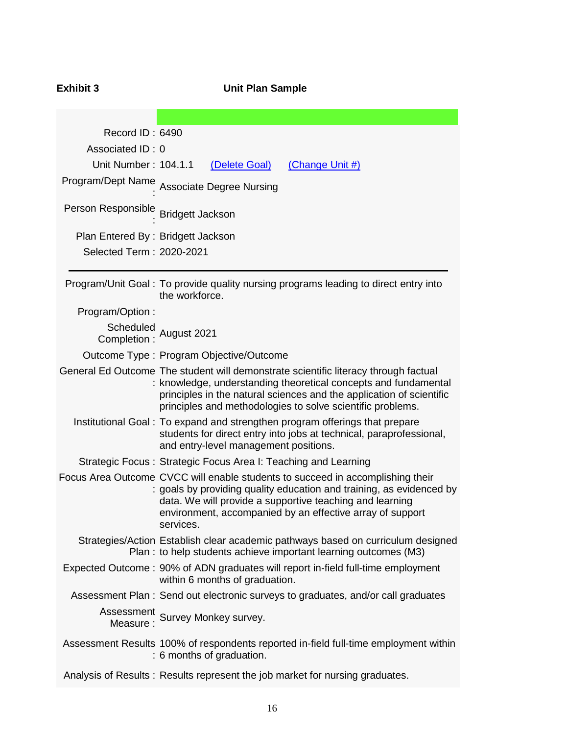**Exhibit 3** **Unit Plan Sample**

| | |
|---|---|
| Record ID : | 6490 |
| Associated ID : | 0 |
| Unit Number : | 104.1.1 (Delete Goal) (Change Unit #) |
| Program/Dept Name : | Associate Degree Nursing |
| Person Responsible : | Bridgett Jackson |
| Plan Entered By : | Bridgett Jackson |
| Selected Term : | 2020-2021 |

---

| | |
|---|---|
| Program/Unit Goal : | To provide quality nursing programs leading to direct entry into the workforce. |
| Program/Option : | |
| Scheduled Completion : | August 2021 |
| Outcome Type : | Program Objective/Outcome |
| General Ed Outcome : | The student will demonstrate scientific literacy through factual knowledge, understanding theoretical concepts and fundamental principles in the natural sciences and the application of scientific principles and methodologies to solve scientific problems. |
| Institutional Goal : | To expand and strengthen program offerings that prepare students for direct entry into jobs at technical, paraprofessional, and entry-level management positions. |
| Strategic Focus : | Strategic Focus Area I: Teaching and Learning |
| Focus Area Outcome : | CVCC will enable students to succeed in accomplishing their goals by providing quality education and training, as evidenced by data. We will provide a supportive teaching and learning environment, accompanied by an effective array of support services. |
| Strategies/Action Plan : | Establish clear academic pathways based on curriculum designed to help students achieve important learning outcomes (M3) |
| Expected Outcome : | 90% of ADN graduates will report in-field full-time employment within 6 months of graduation. |
| Assessment Plan : | Send out electronic surveys to graduates, and/or call graduates |
| Assessment Measure : | Survey Monkey survey. |
| Assessment Results : | 100% of respondents reported in-field full-time employment within 6 months of graduation. |
| Analysis of Results : | Results represent the job market for nursing graduates. |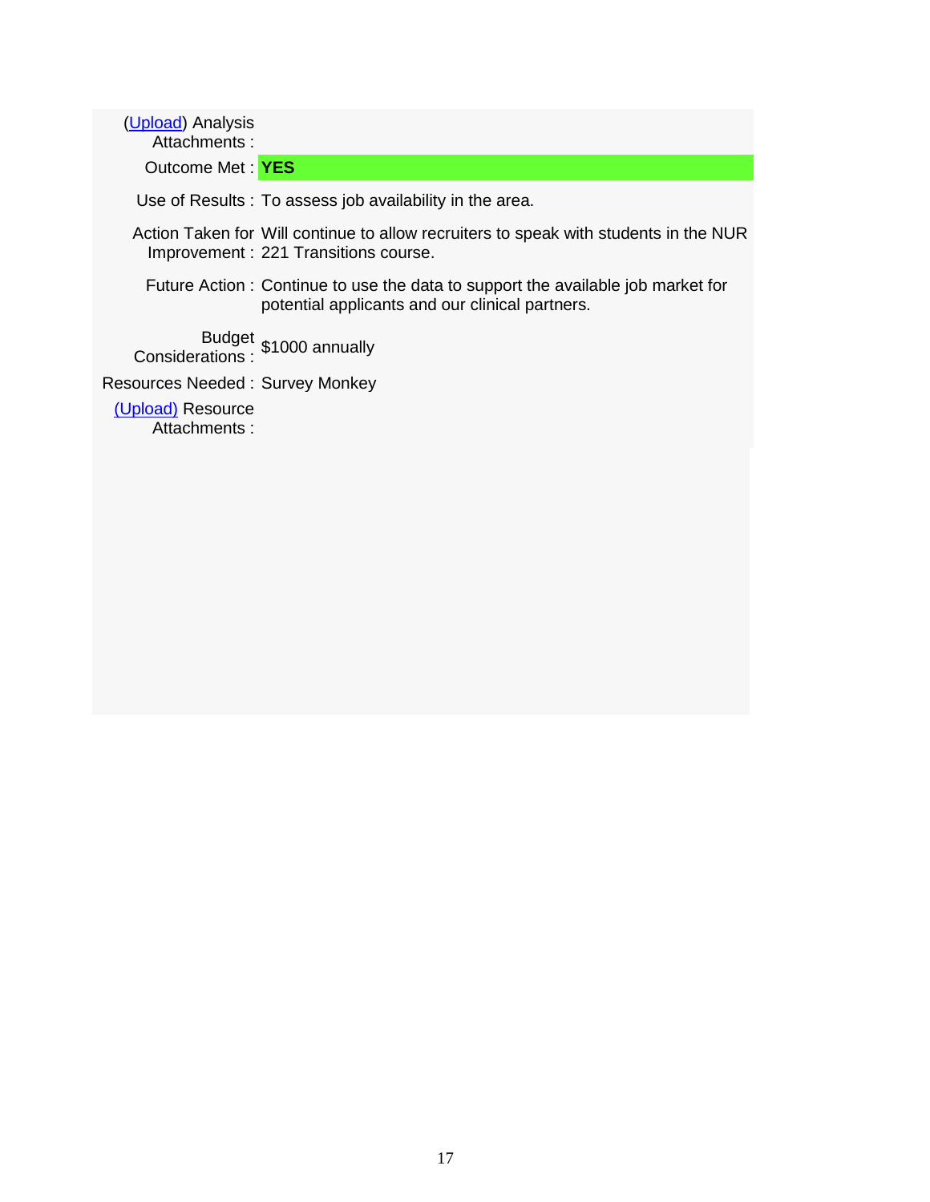| | |
|---|---|
| (Upload) Analysis Attachments : | |
| Outcome Met : | **YES** |
| Use of Results : | To assess job availability in the area. |
| Action Taken for Improvement : | Will continue to allow recruiters to speak with students in the NUR 221 Transitions course. |
| Future Action : | Continue to use the data to support the available job market for potential applicants and our clinical partners. |
| Budget Considerations : | $1000 annually |
| Resources Needed : | Survey Monkey |
| (Upload) Resource Attachments : | |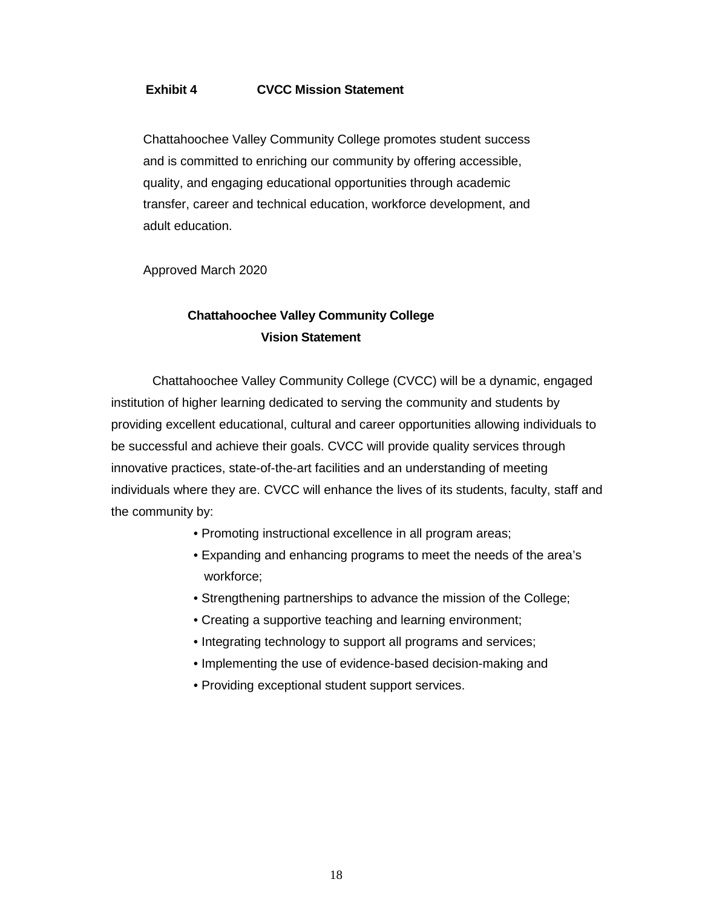**Exhibit 4 CVCC Mission Statement**

Chattahoochee Valley Community College promotes student success and is committed to enriching our community by offering accessible, quality, and engaging educational opportunities through academic transfer, career and technical education, workforce development, and adult education.

Approved March 2020

## Chattahoochee Valley Community College Vision Statement

Chattahoochee Valley Community College (CVCC) will be a dynamic, engaged institution of higher learning dedicated to serving the community and students by providing excellent educational, cultural and career opportunities allowing individuals to be successful and achieve their goals. CVCC will provide quality services through innovative practices, state-of-the-art facilities and an understanding of meeting individuals where they are. CVCC will enhance the lives of its students, faculty, staff and the community by:

- Promoting instructional excellence in all program areas;
- Expanding and enhancing programs to meet the needs of the area's workforce;
- Strengthening partnerships to advance the mission of the College;
- Creating a supportive teaching and learning environment;
- Integrating technology to support all programs and services;
- Implementing the use of evidence-based decision-making and
- Providing exceptional student support services.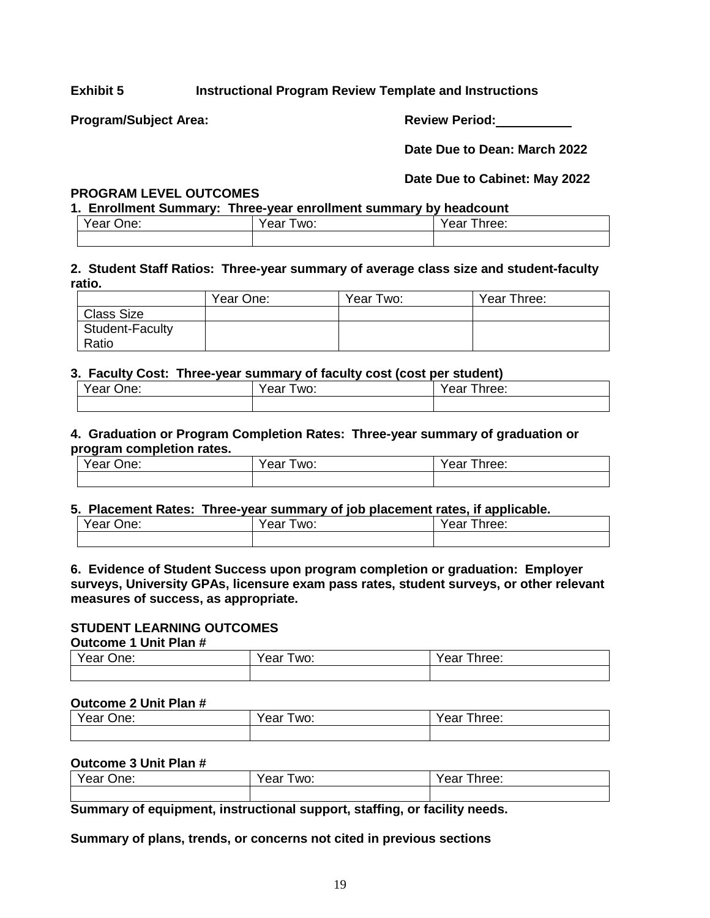**Exhibit 5 Instructional Program Review Template and Instructions**

**Program/Subject Area:** **Review Period:**\_\_\_\_\_\_\_\_\_\_\_

**Date Due to Dean: March 2022**

**Date Due to Cabinet: May 2022**

**PROGRAM LEVEL OUTCOMES**

**1. Enrollment Summary: Three-year enrollment summary by headcount**

| Year One: | Year Two: | Year Three: |
|---|---|---|
| | | |

**2. Student Staff Ratios: Three-year summary of average class size and student-faculty ratio.**

| | Year One: | Year Two: | Year Three: |
|---|---|---|---|
| Class Size | | | |
| Student-Faculty Ratio | | | |

**3. Faculty Cost: Three-year summary of faculty cost (cost per student)**

| Year One: | Year Two: | Year Three: |
|---|---|---|
| | | |

**4. Graduation or Program Completion Rates: Three-year summary of graduation or program completion rates.**

| Year One: | Year Two: | Year Three: |
|---|---|---|
| | | |

**5. Placement Rates: Three-year summary of job placement rates, if applicable.**

| Year One: | Year Two: | Year Three: |
|---|---|---|
| | | |

**6. Evidence of Student Success upon program completion or graduation: Employer surveys, University GPAs, licensure exam pass rates, student surveys, or other relevant measures of success, as appropriate.**

**STUDENT LEARNING OUTCOMES**

**Outcome 1 Unit Plan #**

| Year One: | Year Two: | Year Three: |
|---|---|---|
| | | |

**Outcome 2 Unit Plan #**

| Year One: | Year Two: | Year Three: |
|---|---|---|
| | | |

**Outcome 3 Unit Plan #**

| Year One: | Year Two: | Year Three: |
|---|---|---|
| | | |

**Summary of equipment, instructional support, staffing, or facility needs.**

**Summary of plans, trends, or concerns not cited in previous sections**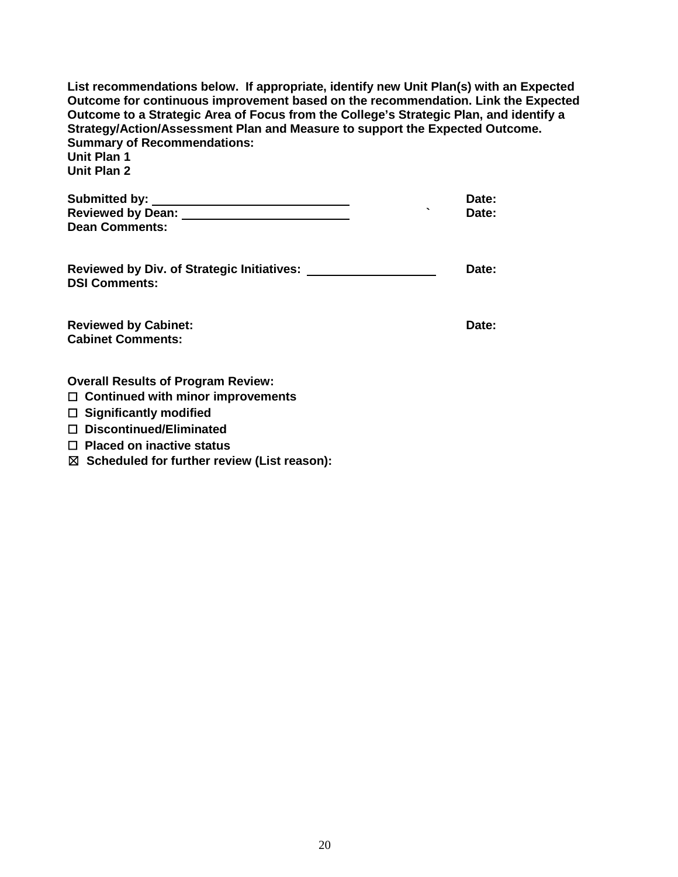**List recommendations below. If appropriate, identify new Unit Plan(s) with an Expected Outcome for continuous improvement based on the recommendation. Link the Expected Outcome to a Strategic Area of Focus from the College's Strategic Plan, and identify a Strategy/Action/Assessment Plan and Measure to support the Expected Outcome.**
**Summary of Recommendations:**
**Unit Plan 1**
**Unit Plan 2**

**Submitted by:** ______________________________ **Date:**
**Reviewed by Dean:** ________________________ ` **Date:**
**Dean Comments:**

**Reviewed by Div. of Strategic Initiatives:** ____________________ **Date:**
**DSI Comments:**

**Reviewed by Cabinet:** **Date:**
**Cabinet Comments:**

**Overall Results of Program Review:**
☐ **Continued with minor improvements**
☐ **Significantly modified**
☐ **Discontinued/Eliminated**
☐ **Placed on inactive status**
☒ **Scheduled for further review (List reason):**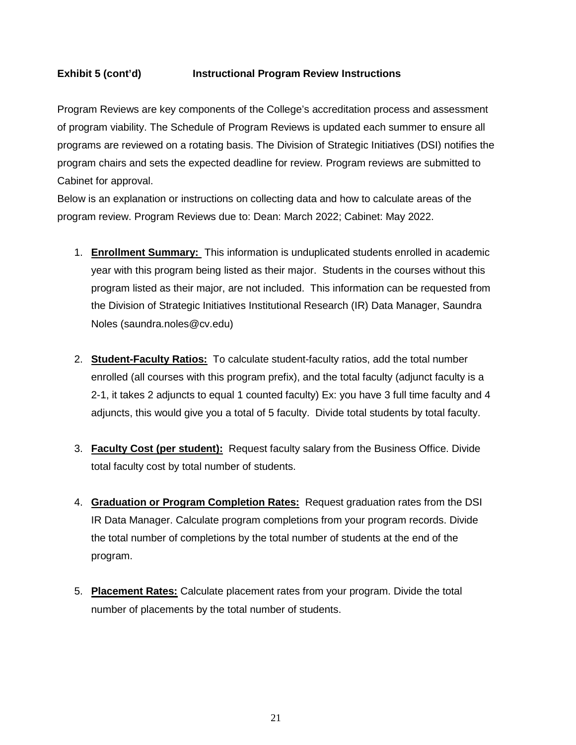**Exhibit 5 (cont'd)　　　　Instructional Program Review Instructions**

Program Reviews are key components of the College's accreditation process and assessment of program viability. The Schedule of Program Reviews is updated each summer to ensure all programs are reviewed on a rotating basis. The Division of Strategic Initiatives (DSI) notifies the program chairs and sets the expected deadline for review. Program reviews are submitted to Cabinet for approval.

Below is an explanation or instructions on collecting data and how to calculate areas of the program review. Program Reviews due to: Dean: March 2022; Cabinet: May 2022.

1. **Enrollment Summary:** This information is unduplicated students enrolled in academic year with this program being listed as their major. Students in the courses without this program listed as their major, are not included. This information can be requested from the Division of Strategic Initiatives Institutional Research (IR) Data Manager, Saundra Noles (saundra.noles@cv.edu)

2. **Student-Faculty Ratios:** To calculate student-faculty ratios, add the total number enrolled (all courses with this program prefix), and the total faculty (adjunct faculty is a 2-1, it takes 2 adjuncts to equal 1 counted faculty) Ex: you have 3 full time faculty and 4 adjuncts, this would give you a total of 5 faculty. Divide total students by total faculty.

3. **Faculty Cost (per student):** Request faculty salary from the Business Office. Divide total faculty cost by total number of students.

4. **Graduation or Program Completion Rates:** Request graduation rates from the DSI IR Data Manager. Calculate program completions from your program records. Divide the total number of completions by the total number of students at the end of the program.

5. **Placement Rates:** Calculate placement rates from your program. Divide the total number of placements by the total number of students.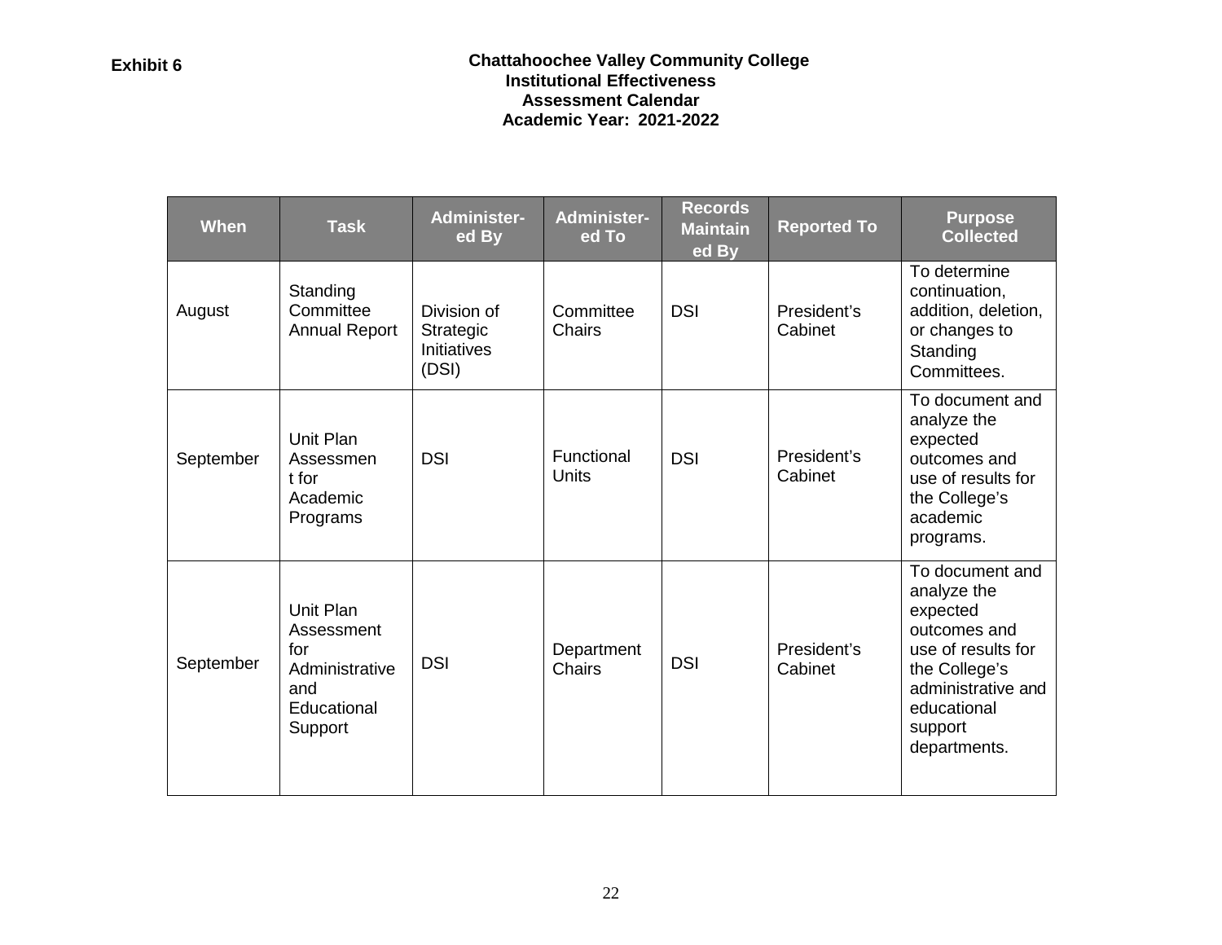**Exhibit 6**

**Chattahoochee Valley Community College**
**Institutional Effectiveness**
**Assessment Calendar**
**Academic Year: 2021-2022**

| When | Task | Administer-ed By | Administer-ed To | Records Maintain ed By | Reported To | Purpose Collected |
|---|---|---|---|---|---|---|
| August | Standing Committee Annual Report | Division of Strategic Initiatives (DSI) | Committee Chairs | DSI | President's Cabinet | To determine continuation, addition, deletion, or changes to Standing Committees. |
| September | Unit Plan Assessmen t for Academic Programs | DSI | Functional Units | DSI | President's Cabinet | To document and analyze the expected outcomes and use of results for the College's academic programs. |
| September | Unit Plan Assessment for Administrative and Educational Support | DSI | Department Chairs | DSI | President's Cabinet | To document and analyze the expected outcomes and use of results for the College's administrative and educational support departments. |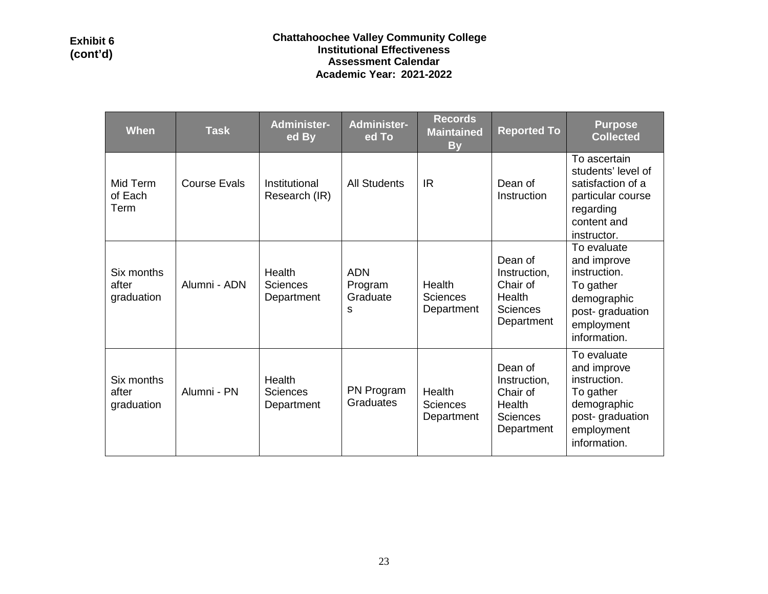**Exhibit 6 (cont'd)**

**Chattahoochee Valley Community College**
**Institutional Effectiveness**
**Assessment Calendar**
**Academic Year: 2021-2022**

| When | Task | Administer-ed By | Administer-ed To | Records Maintained By | Reported To | Purpose Collected |
|---|---|---|---|---|---|---|
| Mid Term of Each Term | Course Evals | Institutional Research (IR) | All Students | IR | Dean of Instruction | To ascertain students' level of satisfaction of a particular course regarding content and instructor. |
| Six months after graduation | Alumni - ADN | Health Sciences Department | ADN Program Graduates | Health Sciences Department | Dean of Instruction, Chair of Health Sciences Department | To evaluate and improve instruction. To gather demographic post- graduation employment information. |
| Six months after graduation | Alumni - PN | Health Sciences Department | PN Program Graduates | Health Sciences Department | Dean of Instruction, Chair of Health Sciences Department | To evaluate and improve instruction. To gather demographic post- graduation employment information. |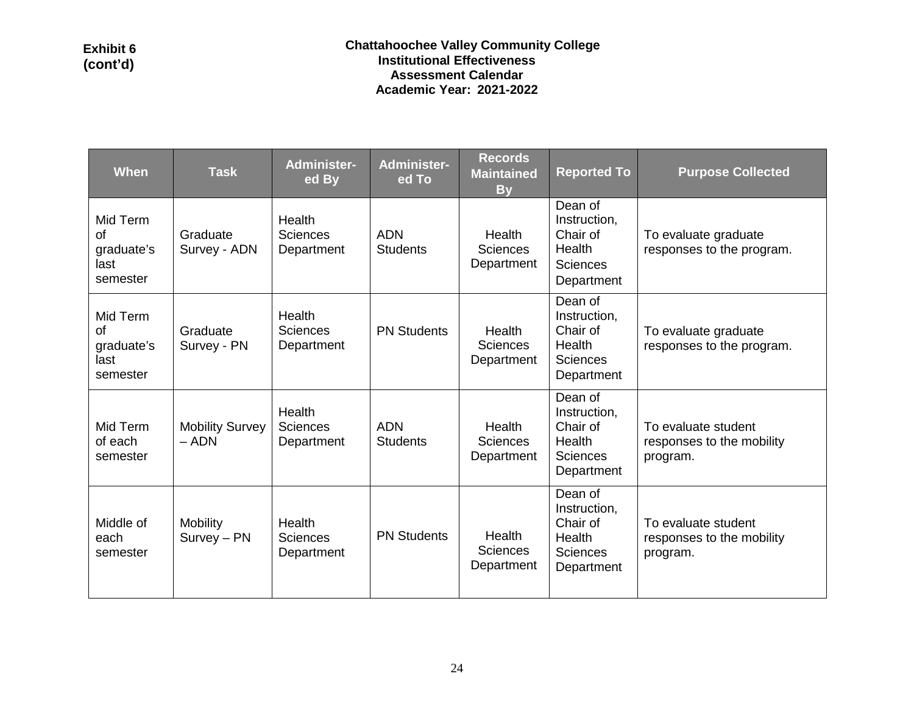**Exhibit 6 (cont'd)**

**Chattahoochee Valley Community College**
**Institutional Effectiveness**
**Assessment Calendar**
**Academic Year: 2021-2022**

| When | Task | Administer-ed By | Administer-ed To | Records Maintained By | Reported To | Purpose Collected |
|---|---|---|---|---|---|---|
| Mid Term of graduate's last semester | Graduate Survey - ADN | Health Sciences Department | ADN Students | Health Sciences Department | Dean of Instruction, Chair of Health Sciences Department | To evaluate graduate responses to the program. |
| Mid Term of graduate's last semester | Graduate Survey - PN | Health Sciences Department | PN Students | Health Sciences Department | Dean of Instruction, Chair of Health Sciences Department | To evaluate graduate responses to the program. |
| Mid Term of each semester | Mobility Survey – ADN | Health Sciences Department | ADN Students | Health Sciences Department | Dean of Instruction, Chair of Health Sciences Department | To evaluate student responses to the mobility program. |
| Middle of each semester | Mobility Survey – PN | Health Sciences Department | PN Students | Health Sciences Department | Dean of Instruction, Chair of Health Sciences Department | To evaluate student responses to the mobility program. |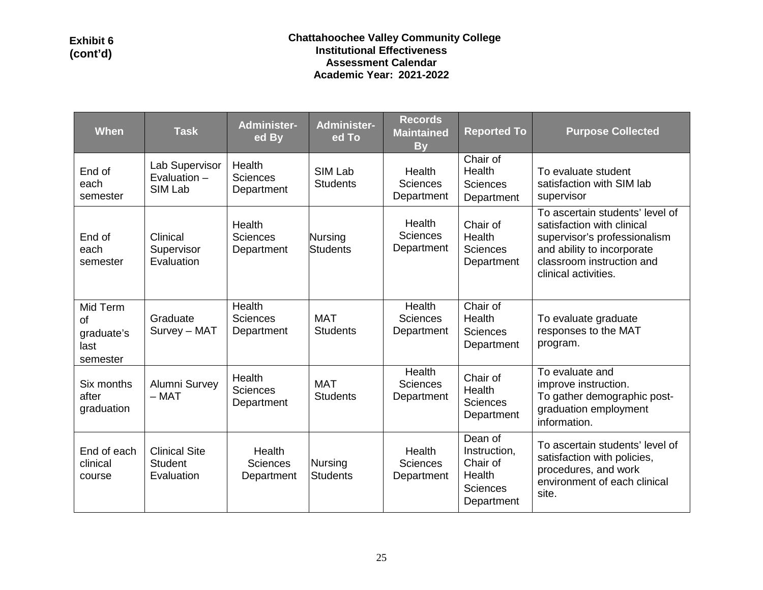**Exhibit 6 (cont'd)**

**Chattahoochee Valley Community College**
**Institutional Effectiveness**
**Assessment Calendar**
**Academic Year: 2021-2022**

| When | Task | Administer-ed By | Administer-ed To | Records Maintained By | Reported To | Purpose Collected |
|---|---|---|---|---|---|---|
| End of each semester | Lab Supervisor Evaluation – SIM Lab | Health Sciences Department | SIM Lab Students | Health Sciences Department | Chair of Health Sciences Department | To evaluate student satisfaction with SIM lab supervisor |
| End of each semester | Clinical Supervisor Evaluation | Health Sciences Department | Nursing Students | Health Sciences Department | Chair of Health Sciences Department | To ascertain students' level of satisfaction with clinical supervisor's professionalism and ability to incorporate classroom instruction and clinical activities. |
| Mid Term of graduate's last semester | Graduate Survey – MAT | Health Sciences Department | MAT Students | Health Sciences Department | Chair of Health Sciences Department | To evaluate graduate responses to the MAT program. |
| Six months after graduation | Alumni Survey – MAT | Health Sciences Department | MAT Students | Health Sciences Department | Chair of Health Sciences Department | To evaluate and improve instruction. To gather demographic post-graduation employment information. |
| End of each clinical course | Clinical Site Student Evaluation | Health Sciences Department | Nursing Students | Health Sciences Department | Dean of Instruction, Chair of Health Sciences Department | To ascertain students' level of satisfaction with policies, procedures, and work environment of each clinical site. |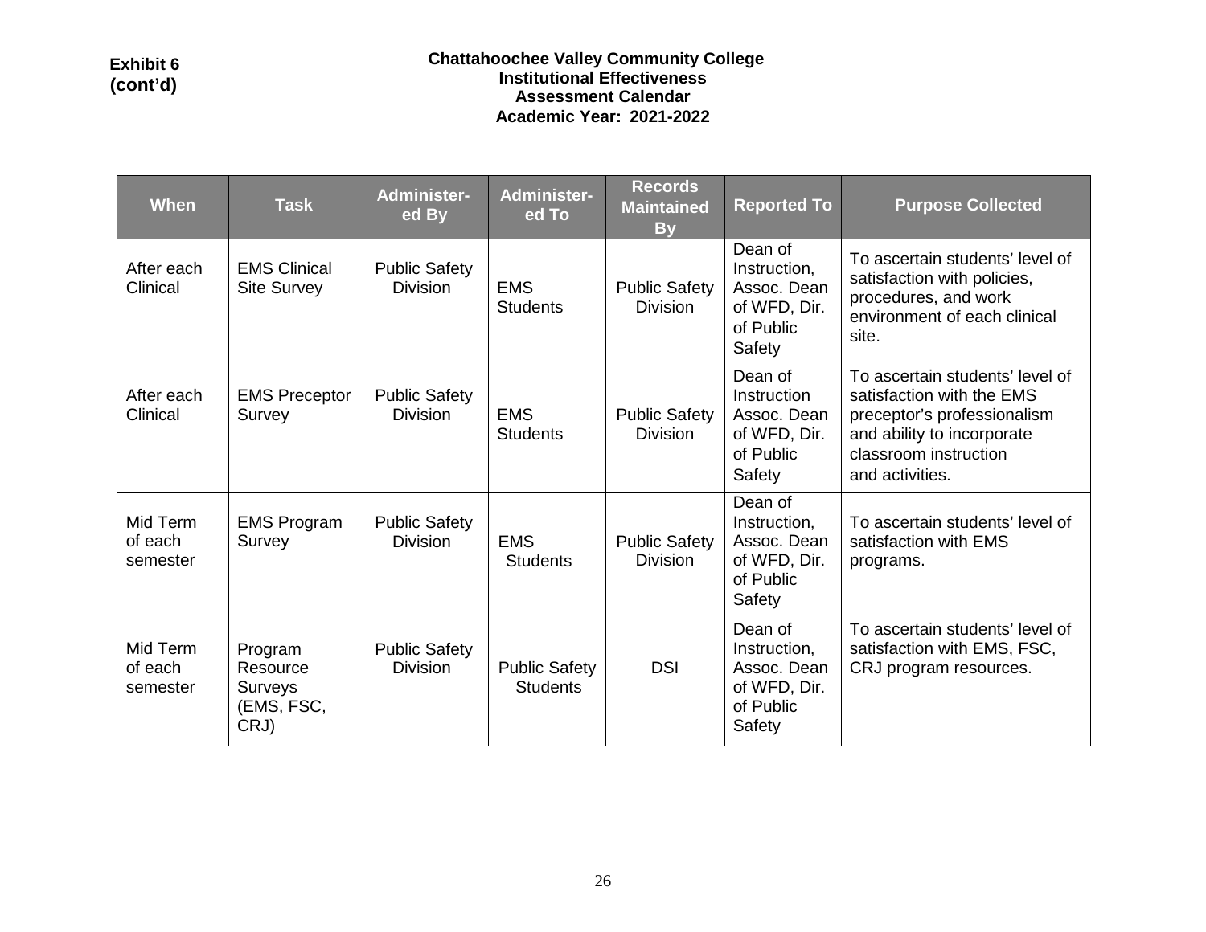**Exhibit 6 (cont'd)**

**Chattahoochee Valley Community College**
**Institutional Effectiveness**
**Assessment Calendar**
**Academic Year: 2021-2022**

| When | Task | Administer-ed By | Administer-ed To | Records Maintained By | Reported To | Purpose Collected |
|---|---|---|---|---|---|---|
| After each Clinical | EMS Clinical Site Survey | Public Safety Division | EMS Students | Public Safety Division | Dean of Instruction, Assoc. Dean of WFD, Dir. of Public Safety | To ascertain students' level of satisfaction with policies, procedures, and work environment of each clinical site. |
| After each Clinical | EMS Preceptor Survey | Public Safety Division | EMS Students | Public Safety Division | Dean of Instruction Assoc. Dean of WFD, Dir. of Public Safety | To ascertain students' level of satisfaction with the EMS preceptor's professionalism and ability to incorporate classroom instruction and activities. |
| Mid Term of each semester | EMS Program Survey | Public Safety Division | EMS Students | Public Safety Division | Dean of Instruction, Assoc. Dean of WFD, Dir. of Public Safety | To ascertain students' level of satisfaction with EMS programs. |
| Mid Term of each semester | Program Resource Surveys (EMS, FSC, CRJ) | Public Safety Division | Public Safety Students | DSI | Dean of Instruction, Assoc. Dean of WFD, Dir. of Public Safety | To ascertain students' level of satisfaction with EMS, FSC, CRJ program resources. |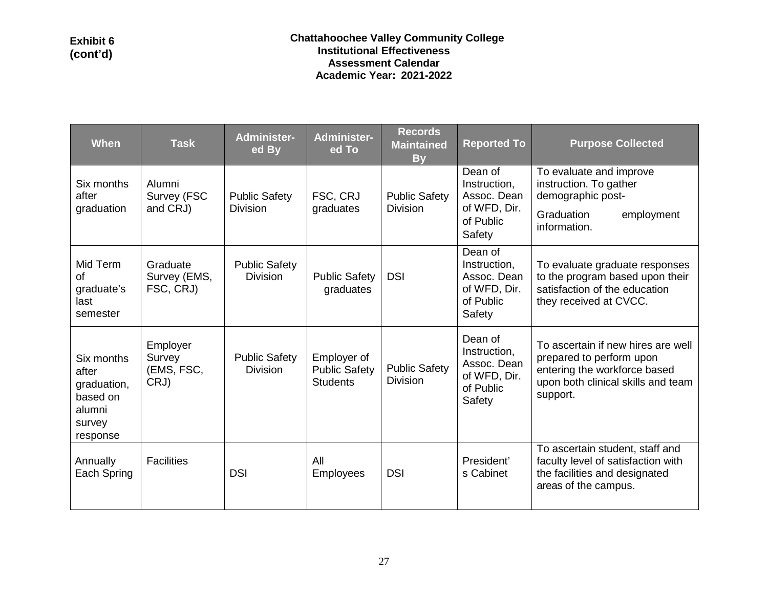**Exhibit 6 (cont'd)**

**Chattahoochee Valley Community College**
**Institutional Effectiveness**
**Assessment Calendar**
**Academic Year: 2021-2022**

| When | Task | Administer-ed By | Administer-ed To | Records Maintained By | Reported To | Purpose Collected |
|---|---|---|---|---|---|---|
| Six months after graduation | Alumni Survey (FSC and CRJ) | Public Safety Division | FSC, CRJ graduates | Public Safety Division | Dean of Instruction, Assoc. Dean of WFD, Dir. of Public Safety | To evaluate and improve instruction. To gather demographic post-Graduation employment information. |
| Mid Term of graduate's last semester | Graduate Survey (EMS, FSC, CRJ) | Public Safety Division | Public Safety graduates | DSI | Dean of Instruction, Assoc. Dean of WFD, Dir. of Public Safety | To evaluate graduate responses to the program based upon their satisfaction of the education they received at CVCC. |
| Six months after graduation, based on alumni survey response | Employer Survey (EMS, FSC, CRJ) | Public Safety Division | Employer of Public Safety Students | Public Safety Division | Dean of Instruction, Assoc. Dean of WFD, Dir. of Public Safety | To ascertain if new hires are well prepared to perform upon entering the workforce based upon both clinical skills and team support. |
| Annually Each Spring | Facilities | DSI | All Employees | DSI | President's Cabinet | To ascertain student, staff and faculty level of satisfaction with the facilities and designated areas of the campus. |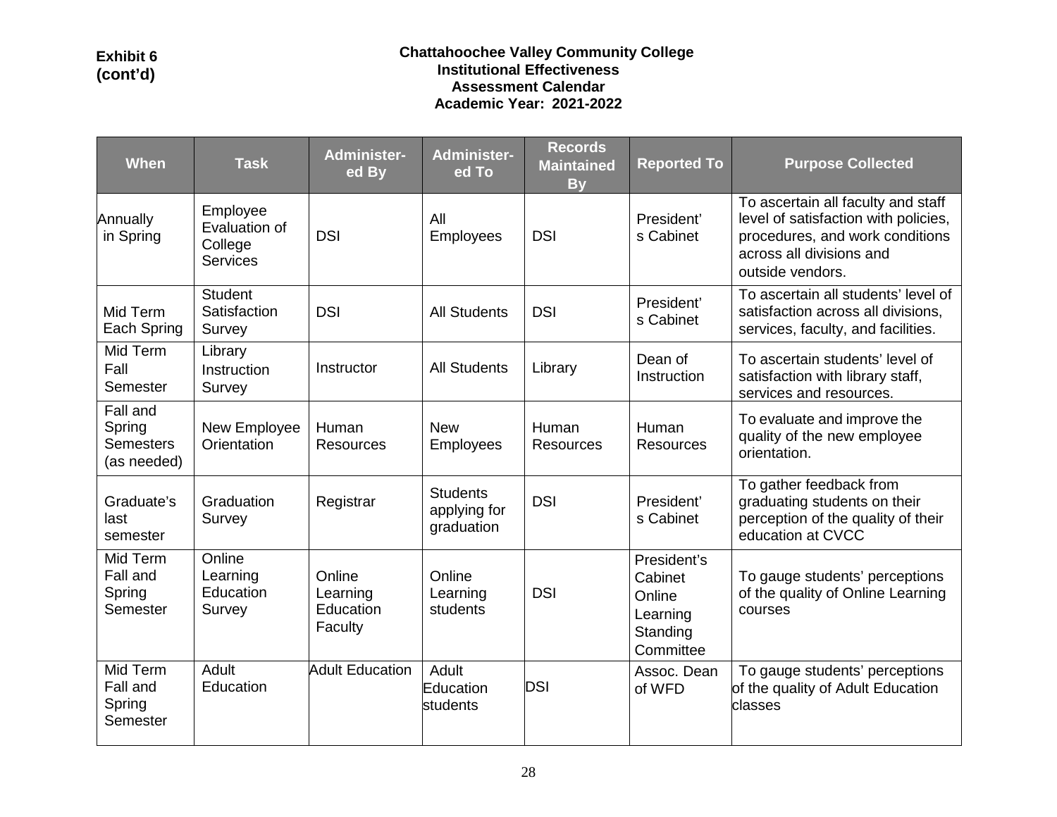**Exhibit 6 (cont'd)**

**Chattahoochee Valley Community College**
**Institutional Effectiveness**
**Assessment Calendar**
**Academic Year: 2021-2022**

| When | Task | Administer-ed By | Administer-ed To | Records Maintained By | Reported To | Purpose Collected |
|---|---|---|---|---|---|---|
| Annually in Spring | Employee Evaluation of College Services | DSI | All Employees | DSI | President's Cabinet | To ascertain all faculty and staff level of satisfaction with policies, procedures, and work conditions across all divisions and outside vendors. |
| Mid Term Each Spring | Student Satisfaction Survey | DSI | All Students | DSI | President's Cabinet | To ascertain all students' level of satisfaction across all divisions, services, faculty, and facilities. |
| Mid Term Fall Semester | Library Instruction Survey | Instructor | All Students | Library | Dean of Instruction | To ascertain students' level of satisfaction with library staff, services and resources. |
| Fall and Spring Semesters (as needed) | New Employee Orientation | Human Resources | New Employees | Human Resources | Human Resources | To evaluate and improve the quality of the new employee orientation. |
| Graduate's last semester | Graduation Survey | Registrar | Students applying for graduation | DSI | President's Cabinet | To gather feedback from graduating students on their perception of the quality of their education at CVCC |
| Mid Term Fall and Spring Semester | Online Learning Education Survey | Online Learning Education Faculty | Online Learning students | DSI | President's Cabinet Online Learning Standing Committee | To gauge students' perceptions of the quality of Online Learning courses |
| Mid Term Fall and Spring Semester | Adult Education | Adult Education | Adult Education students | DSI | Assoc. Dean of WFD | To gauge students' perceptions of the quality of Adult Education classes |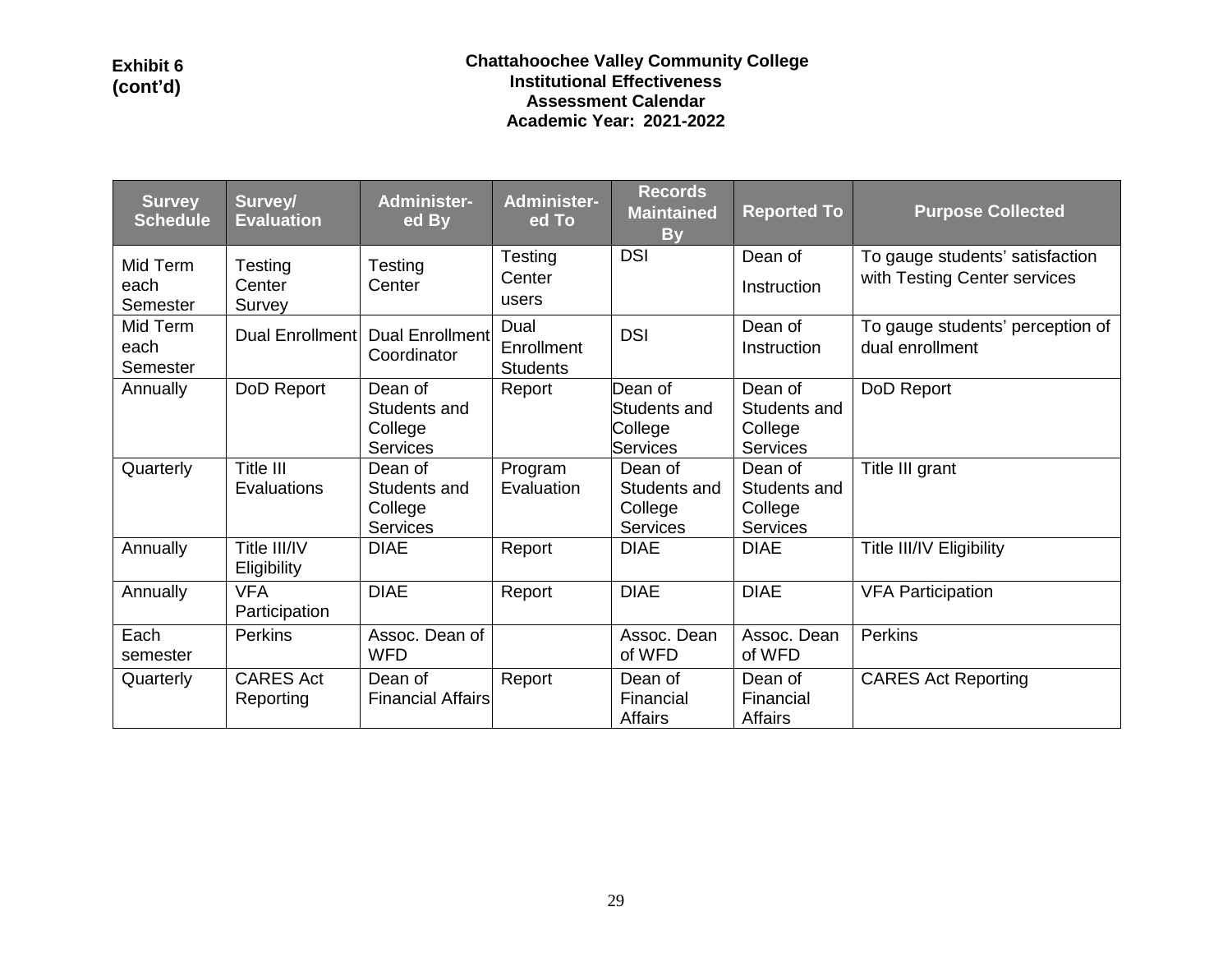**Exhibit 6 (cont'd)**

**Chattahoochee Valley Community College**
**Institutional Effectiveness**
**Assessment Calendar**
**Academic Year: 2021-2022**

| Survey Schedule | Survey/ Evaluation | Administer-ed By | Administer-ed To | Records Maintained By | Reported To | Purpose Collected |
|---|---|---|---|---|---|---|
| Mid Term each Semester | Testing Center Survey | Testing Center | Testing Center users | DSI | Dean of Instruction | To gauge students' satisfaction with Testing Center services |
| Mid Term each Semester | Dual Enrollment | Dual Enrollment Coordinator | Dual Enrollment Students | DSI | Dean of Instruction | To gauge students' perception of dual enrollment |
| Annually | DoD Report | Dean of Students and College Services | Report | Dean of Students and College Services | Dean of Students and College Services | DoD Report |
| Quarterly | Title III Evaluations | Dean of Students and College Services | Program Evaluation | Dean of Students and College Services | Dean of Students and College Services | Title III grant |
| Annually | Title III/IV Eligibility | DIAE | Report | DIAE | DIAE | Title III/IV Eligibility |
| Annually | VFA Participation | DIAE | Report | DIAE | DIAE | VFA Participation |
| Each semester | Perkins | Assoc. Dean of WFD | | Assoc. Dean of WFD | Assoc. Dean of WFD | Perkins |
| Quarterly | CARES Act Reporting | Dean of Financial Affairs | Report | Dean of Financial Affairs | Dean of Financial Affairs | CARES Act Reporting |